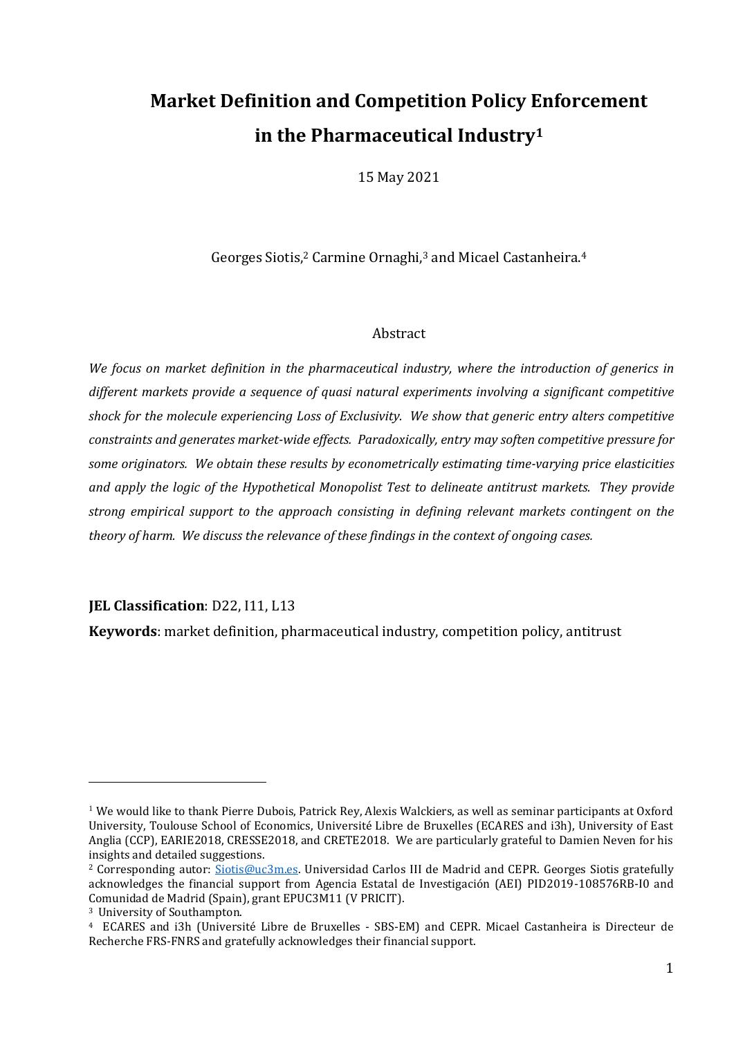# Market Definition and Competition Policy Enforcement in the Pharmaceutical Industry[1]

15 May 2021

Georges Siotis,[2] Carmine Ornaghi,[3] and Micael Castanheira.[4]

## Abstract

*We focus on market definition in the pharmaceutical industry, where the introduction of generics in different markets provide a sequence of quasi natural experiments involving a significant competitive shock for the molecule experiencing Loss of Exclusivity. We show that generic entry alters competitive constraints and generates market-wide effects. Paradoxically, entry may soften competitive pressure for some originators. We obtain these results by econometrically estimating time-varying price elasticities and apply the logic of the Hypothetical Monopolist Test to delineate antitrust markets. They provide strong empirical support to the approach consisting in defining relevant markets contingent on the theory of harm. We discuss the relevance of these findings in the context of ongoing cases.*

**JEL Classification**: D22, I11, L13

**Keywords**: market definition, pharmaceutical industry, competition policy, antitrust

---

[1] We would like to thank Pierre Dubois, Patrick Rey, Alexis Walckiers, as well as seminar participants at Oxford University, Toulouse School of Economics, Université Libre de Bruxelles (ECARES and i3h), University of East Anglia (CCP), EARIE2018, CRESSE2018, and CRETE2018. We are particularly grateful to Damien Neven for his insights and detailed suggestions.

[2] Corresponding autor: Siotis@uc3m.es. Universidad Carlos III de Madrid and CEPR. Georges Siotis gratefully acknowledges the financial support from Agencia Estatal de Investigación (AEI) PID2019-108576RB-I0 and Comunidad de Madrid (Spain), grant EPUC3M11 (V PRICIT).

[3] University of Southampton.

[4] ECARES and i3h (Université Libre de Bruxelles - SBS-EM) and CEPR. Micael Castanheira is Directeur de Recherche FRS-FNRS and gratefully acknowledges their financial support.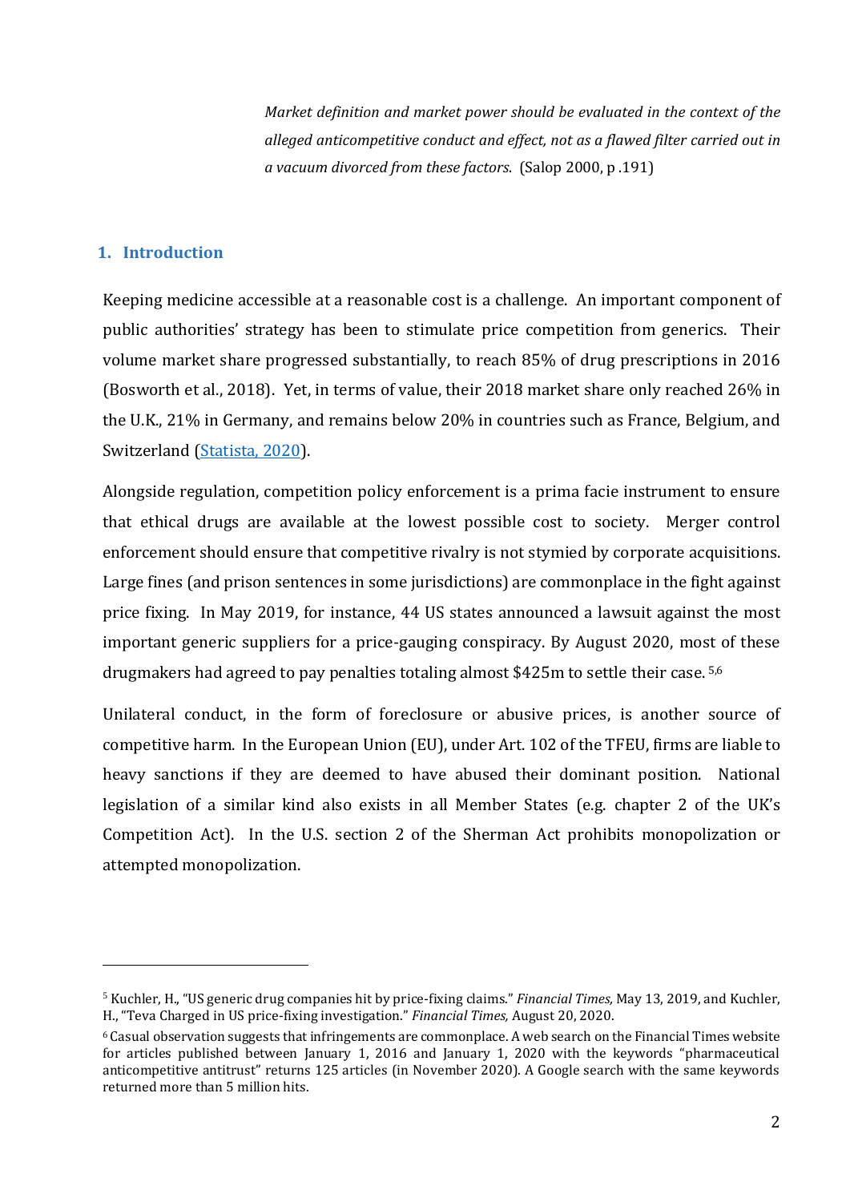> *Market definition and market power should be evaluated in the context of the alleged anticompetitive conduct and effect, not as a flawed filter carried out in a vacuum divorced from these factors.* (Salop 2000, p .191)

## 1. Introduction

Keeping medicine accessible at a reasonable cost is a challenge. An important component of public authorities' strategy has been to stimulate price competition from generics. Their volume market share progressed substantially, to reach 85% of drug prescriptions in 2016 (Bosworth et al., 2018). Yet, in terms of value, their 2018 market share only reached 26% in the U.K., 21% in Germany, and remains below 20% in countries such as France, Belgium, and Switzerland (Statista, 2020).

Alongside regulation, competition policy enforcement is a prima facie instrument to ensure that ethical drugs are available at the lowest possible cost to society. Merger control enforcement should ensure that competitive rivalry is not stymied by corporate acquisitions. Large fines (and prison sentences in some jurisdictions) are commonplace in the fight against price fixing. In May 2019, for instance, 44 US states announced a lawsuit against the most important generic suppliers for a price-gauging conspiracy. By August 2020, most of these drugmakers had agreed to pay penalties totaling almost $425m to settle their case. [5,6]

Unilateral conduct, in the form of foreclosure or abusive prices, is another source of competitive harm. In the European Union (EU), under Art. 102 of the TFEU, firms are liable to heavy sanctions if they are deemed to have abused their dominant position. National legislation of a similar kind also exists in all Member States (e.g. chapter 2 of the UK's Competition Act). In the U.S. section 2 of the Sherman Act prohibits monopolization or attempted monopolization.

---

[5] Kuchler, H., "US generic drug companies hit by price-fixing claims." *Financial Times,* May 13, 2019, and Kuchler, H., "Teva Charged in US price-fixing investigation." *Financial Times,* August 20, 2020.

[6] Casual observation suggests that infringements are commonplace. A web search on the Financial Times website for articles published between January 1, 2016 and January 1, 2020 with the keywords "pharmaceutical anticompetitive antitrust" returns 125 articles (in November 2020). A Google search with the same keywords returned more than 5 million hits.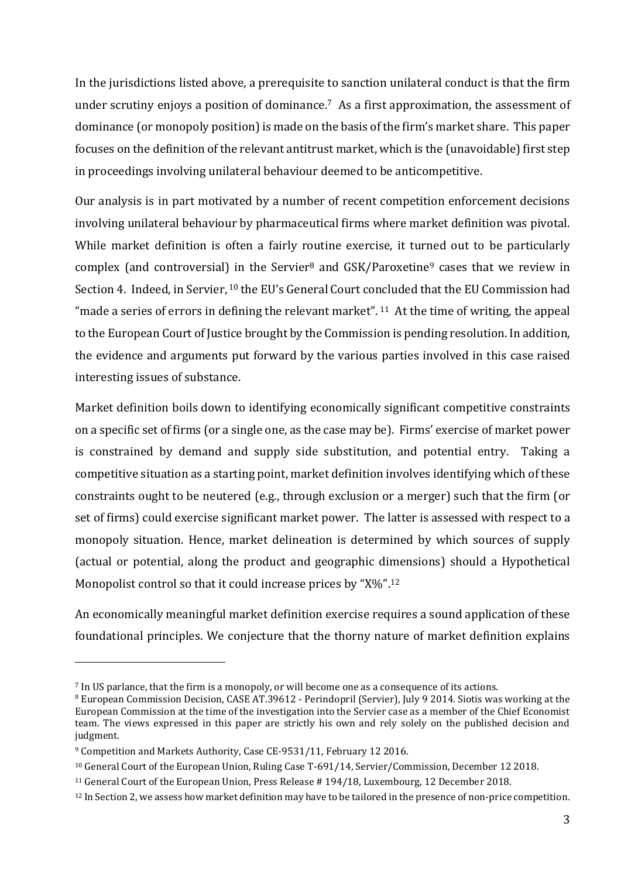In the jurisdictions listed above, a prerequisite to sanction unilateral conduct is that the firm under scrutiny enjoys a position of dominance.[7] As a first approximation, the assessment of dominance (or monopoly position) is made on the basis of the firm's market share. This paper focuses on the definition of the relevant antitrust market, which is the (unavoidable) first step in proceedings involving unilateral behaviour deemed to be anticompetitive.

Our analysis is in part motivated by a number of recent competition enforcement decisions involving unilateral behaviour by pharmaceutical firms where market definition was pivotal. While market definition is often a fairly routine exercise, it turned out to be particularly complex (and controversial) in the Servier[8] and GSK/Paroxetine[9] cases that we review in Section 4. Indeed, in Servier,[10] the EU's General Court concluded that the EU Commission had "made a series of errors in defining the relevant market".[11] At the time of writing, the appeal to the European Court of Justice brought by the Commission is pending resolution. In addition, the evidence and arguments put forward by the various parties involved in this case raised interesting issues of substance.

Market definition boils down to identifying economically significant competitive constraints on a specific set of firms (or a single one, as the case may be). Firms' exercise of market power is constrained by demand and supply side substitution, and potential entry. Taking a competitive situation as a starting point, market definition involves identifying which of these constraints ought to be neutered (e.g., through exclusion or a merger) such that the firm (or set of firms) could exercise significant market power. The latter is assessed with respect to a monopoly situation. Hence, market delineation is determined by which sources of supply (actual or potential, along the product and geographic dimensions) should a Hypothetical Monopolist control so that it could increase prices by "X%".[12]

An economically meaningful market definition exercise requires a sound application of these foundational principles. We conjecture that the thorny nature of market definition explains

---

[7] In US parlance, that the firm is a monopoly, or will become one as a consequence of its actions.

[8] European Commission Decision, CASE AT.39612 - Perindopril (Servier), July 9 2014. Siotis was working at the European Commission at the time of the investigation into the Servier case as a member of the Chief Economist team. The views expressed in this paper are strictly his own and rely solely on the published decision and judgment.

[9] Competition and Markets Authority, Case CE-9531/11, February 12 2016.

[10] General Court of the European Union, Ruling Case T-691/14, Servier/Commission, December 12 2018.

[11] General Court of the European Union, Press Release # 194/18, Luxembourg, 12 December 2018.

[12] In Section 2, we assess how market definition may have to be tailored in the presence of non-price competition.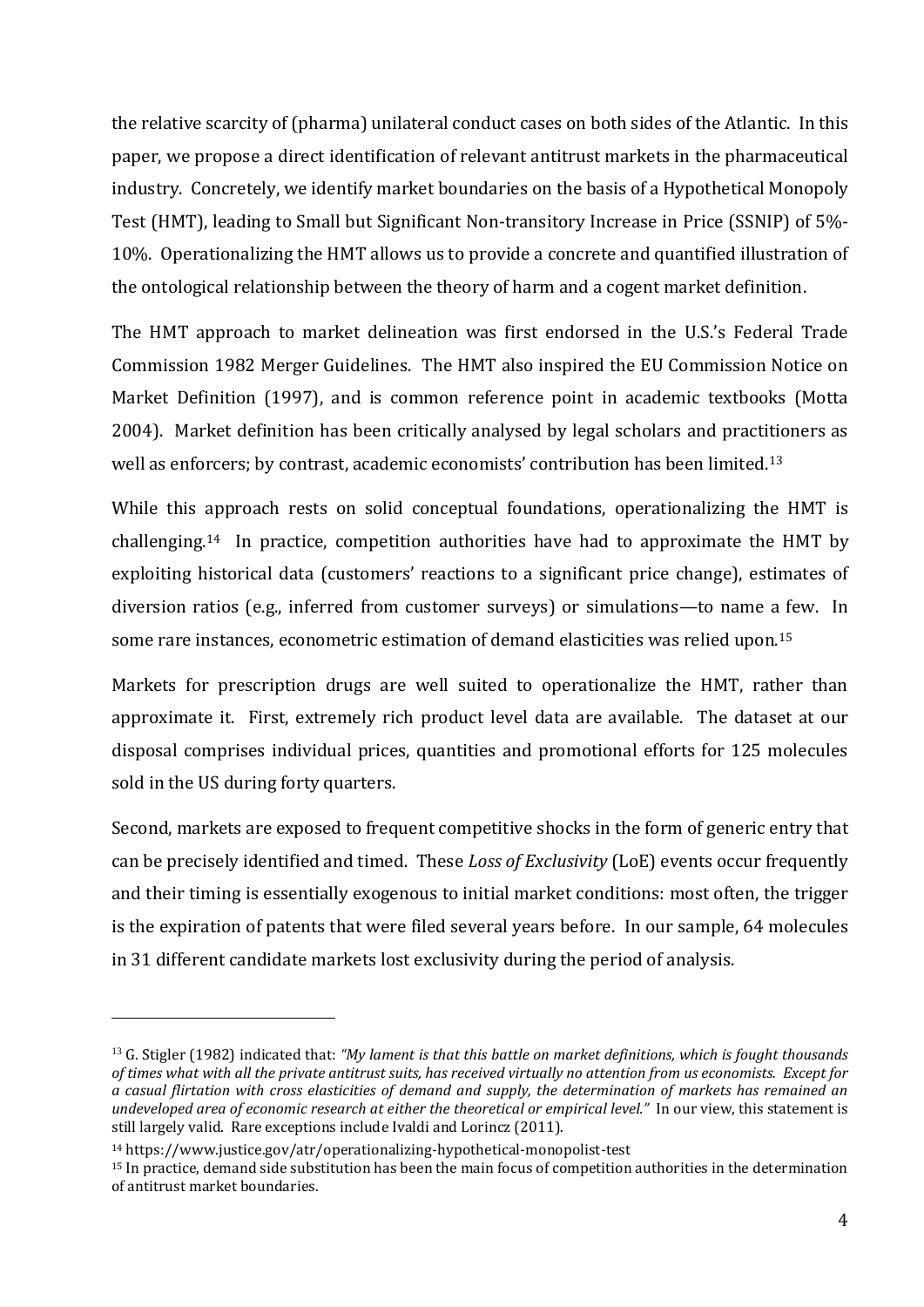the relative scarcity of (pharma) unilateral conduct cases on both sides of the Atlantic. In this paper, we propose a direct identification of relevant antitrust markets in the pharmaceutical industry. Concretely, we identify market boundaries on the basis of a Hypothetical Monopoly Test (HMT), leading to Small but Significant Non-transitory Increase in Price (SSNIP) of 5%-10%. Operationalizing the HMT allows us to provide a concrete and quantified illustration of the ontological relationship between the theory of harm and a cogent market definition.

The HMT approach to market delineation was first endorsed in the U.S.'s Federal Trade Commission 1982 Merger Guidelines. The HMT also inspired the EU Commission Notice on Market Definition (1997), and is common reference point in academic textbooks (Motta 2004). Market definition has been critically analysed by legal scholars and practitioners as well as enforcers; by contrast, academic economists' contribution has been limited.[13]

While this approach rests on solid conceptual foundations, operationalizing the HMT is challenging.[14] In practice, competition authorities have had to approximate the HMT by exploiting historical data (customers' reactions to a significant price change), estimates of diversion ratios (e.g., inferred from customer surveys) or simulations—to name a few. In some rare instances, econometric estimation of demand elasticities was relied upon.[15]

Markets for prescription drugs are well suited to operationalize the HMT, rather than approximate it. First, extremely rich product level data are available. The dataset at our disposal comprises individual prices, quantities and promotional efforts for 125 molecules sold in the US during forty quarters.

Second, markets are exposed to frequent competitive shocks in the form of generic entry that can be precisely identified and timed. These *Loss of Exclusivity* (LoE) events occur frequently and their timing is essentially exogenous to initial market conditions: most often, the trigger is the expiration of patents that were filed several years before. In our sample, 64 molecules in 31 different candidate markets lost exclusivity during the period of analysis.

---

[13] G. Stigler (1982) indicated that: *"My lament is that this battle on market definitions, which is fought thousands of times what with all the private antitrust suits, has received virtually no attention from us economists. Except for a casual flirtation with cross elasticities of demand and supply, the determination of markets has remained an undeveloped area of economic research at either the theoretical or empirical level."* In our view, this statement is still largely valid. Rare exceptions include Ivaldi and Lorincz (2011).

[14] https://www.justice.gov/atr/operationalizing-hypothetical-monopolist-test

[15] In practice, demand side substitution has been the main focus of competition authorities in the determination of antitrust market boundaries.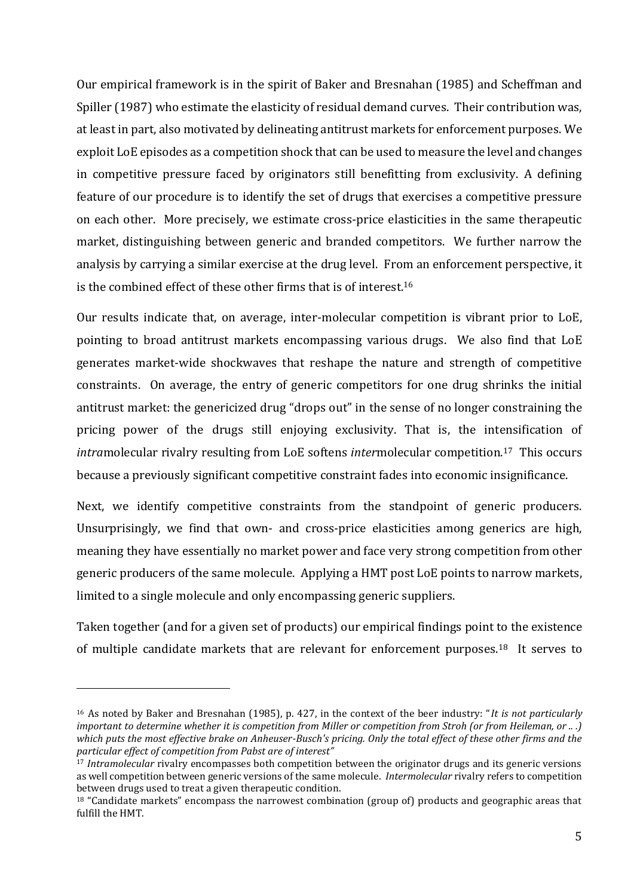Our empirical framework is in the spirit of Baker and Bresnahan (1985) and Scheffman and Spiller (1987) who estimate the elasticity of residual demand curves. Their contribution was, at least in part, also motivated by delineating antitrust markets for enforcement purposes. We exploit LoE episodes as a competition shock that can be used to measure the level and changes in competitive pressure faced by originators still benefitting from exclusivity. A defining feature of our procedure is to identify the set of drugs that exercises a competitive pressure on each other. More precisely, we estimate cross-price elasticities in the same therapeutic market, distinguishing between generic and branded competitors. We further narrow the analysis by carrying a similar exercise at the drug level. From an enforcement perspective, it is the combined effect of these other firms that is of interest.[16]

Our results indicate that, on average, inter-molecular competition is vibrant prior to LoE, pointing to broad antitrust markets encompassing various drugs. We also find that LoE generates market-wide shockwaves that reshape the nature and strength of competitive constraints. On average, the entry of generic competitors for one drug shrinks the initial antitrust market: the genericized drug "drops out" in the sense of no longer constraining the pricing power of the drugs still enjoying exclusivity. That is, the intensification of *intra*molecular rivalry resulting from LoE softens *inter*molecular competition.[17] This occurs because a previously significant competitive constraint fades into economic insignificance.

Next, we identify competitive constraints from the standpoint of generic producers. Unsurprisingly, we find that own- and cross-price elasticities among generics are high, meaning they have essentially no market power and face very strong competition from other generic producers of the same molecule. Applying a HMT post LoE points to narrow markets, limited to a single molecule and only encompassing generic suppliers.

Taken together (and for a given set of products) our empirical findings point to the existence of multiple candidate markets that are relevant for enforcement purposes.[18] It serves to

---

[16] As noted by Baker and Bresnahan (1985), p. 427, in the context of the beer industry: "*It is not particularly important to determine whether it is competition from Miller or competition from Stroh (or from Heileman, or .. .) which puts the most effective brake on Anheuser-Busch's pricing. Only the total effect of these other firms and the particular effect of competition from Pabst are of interest"*

[17] *Intramolecular* rivalry encompasses both competition between the originator drugs and its generic versions as well competition between generic versions of the same molecule. *Intermolecular* rivalry refers to competition between drugs used to treat a given therapeutic condition.

[18] "Candidate markets" encompass the narrowest combination (group of) products and geographic areas that fulfill the HMT.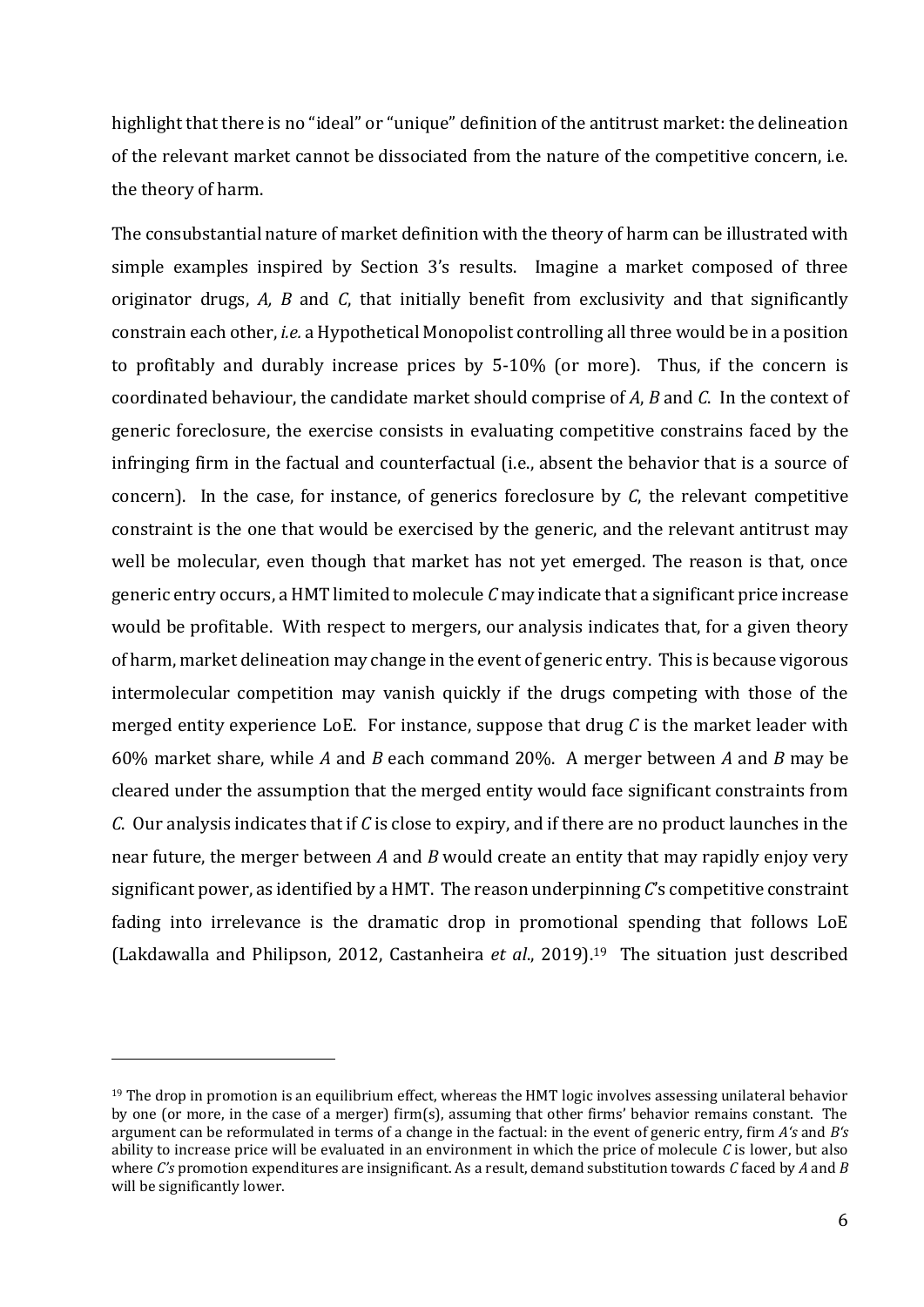highlight that there is no "ideal" or "unique" definition of the antitrust market: the delineation of the relevant market cannot be dissociated from the nature of the competitive concern, i.e. the theory of harm.

The consubstantial nature of market definition with the theory of harm can be illustrated with simple examples inspired by Section 3's results. Imagine a market composed of three originator drugs, *A, B* and *C*, that initially benefit from exclusivity and that significantly constrain each other, *i.e.* a Hypothetical Monopolist controlling all three would be in a position to profitably and durably increase prices by 5-10% (or more). Thus, if the concern is coordinated behaviour, the candidate market should comprise of *A*, *B* and *C*. In the context of generic foreclosure, the exercise consists in evaluating competitive constrains faced by the infringing firm in the factual and counterfactual (i.e., absent the behavior that is a source of concern). In the case, for instance, of generics foreclosure by *C*, the relevant competitive constraint is the one that would be exercised by the generic, and the relevant antitrust may well be molecular, even though that market has not yet emerged. The reason is that, once generic entry occurs, a HMT limited to molecule *C* may indicate that a significant price increase would be profitable. With respect to mergers, our analysis indicates that, for a given theory of harm, market delineation may change in the event of generic entry. This is because vigorous intermolecular competition may vanish quickly if the drugs competing with those of the merged entity experience LoE. For instance, suppose that drug *C* is the market leader with 60% market share, while *A* and *B* each command 20%. A merger between *A* and *B* may be cleared under the assumption that the merged entity would face significant constraints from *C*. Our analysis indicates that if *C* is close to expiry, and if there are no product launches in the near future, the merger between *A* and *B* would create an entity that may rapidly enjoy very significant power, as identified by a HMT. The reason underpinning *C*'s competitive constraint fading into irrelevance is the dramatic drop in promotional spending that follows LoE (Lakdawalla and Philipson, 2012, Castanheira *et al*., 2019).[19] The situation just described

[19] The drop in promotion is an equilibrium effect, whereas the HMT logic involves assessing unilateral behavior by one (or more, in the case of a merger) firm(s), assuming that other firms' behavior remains constant. The argument can be reformulated in terms of a change in the factual: in the event of generic entry, firm *A's* and *B's* ability to increase price will be evaluated in an environment in which the price of molecule *C* is lower, but also where *C's* promotion expenditures are insignificant. As a result, demand substitution towards *C* faced by *A* and *B* will be significantly lower.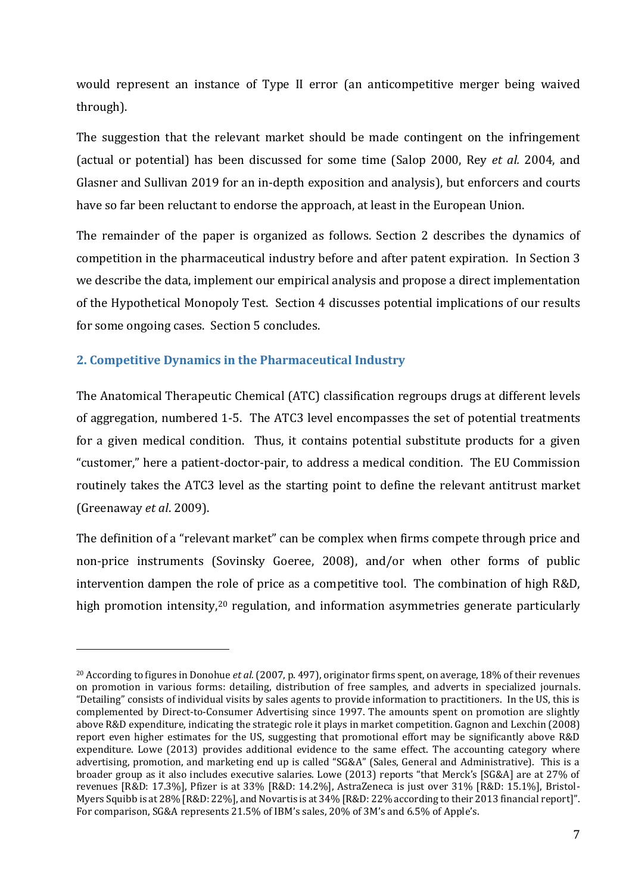would represent an instance of Type II error (an anticompetitive merger being waived through).

The suggestion that the relevant market should be made contingent on the infringement (actual or potential) has been discussed for some time (Salop 2000, Rey *et al.* 2004, and Glasner and Sullivan 2019 for an in-depth exposition and analysis), but enforcers and courts have so far been reluctant to endorse the approach, at least in the European Union.

The remainder of the paper is organized as follows. Section 2 describes the dynamics of competition in the pharmaceutical industry before and after patent expiration. In Section 3 we describe the data, implement our empirical analysis and propose a direct implementation of the Hypothetical Monopoly Test. Section 4 discusses potential implications of our results for some ongoing cases. Section 5 concludes.

## 2. Competitive Dynamics in the Pharmaceutical Industry

The Anatomical Therapeutic Chemical (ATC) classification regroups drugs at different levels of aggregation, numbered 1-5. The ATC3 level encompasses the set of potential treatments for a given medical condition. Thus, it contains potential substitute products for a given "customer," here a patient-doctor-pair, to address a medical condition. The EU Commission routinely takes the ATC3 level as the starting point to define the relevant antitrust market (Greenaway *et al*. 2009).

The definition of a "relevant market" can be complex when firms compete through price and non-price instruments (Sovinsky Goeree, 2008), and/or when other forms of public intervention dampen the role of price as a competitive tool. The combination of high R&D, high promotion intensity,[20] regulation, and information asymmetries generate particularly

[20] According to figures in Donohue *et al.* (2007, p. 497), originator firms spent, on average, 18% of their revenues on promotion in various forms: detailing, distribution of free samples, and adverts in specialized journals. "Detailing" consists of individual visits by sales agents to provide information to practitioners. In the US, this is complemented by Direct-to-Consumer Advertising since 1997. The amounts spent on promotion are slightly above R&D expenditure, indicating the strategic role it plays in market competition. Gagnon and Lexchin (2008) report even higher estimates for the US, suggesting that promotional effort may be significantly above R&D expenditure. Lowe (2013) provides additional evidence to the same effect. The accounting category where advertising, promotion, and marketing end up is called "SG&A" (Sales, General and Administrative). This is a broader group as it also includes executive salaries. Lowe (2013) reports "that Merck's [SG&A] are at 27% of revenues [R&D: 17.3%], Pfizer is at 33% [R&D: 14.2%], AstraZeneca is just over 31% [R&D: 15.1%], Bristol-Myers Squibb is at 28% [R&D: 22%], and Novartis is at 34% [R&D: 22% according to their 2013 financial report]". For comparison, SG&A represents 21.5% of IBM's sales, 20% of 3M's and 6.5% of Apple's.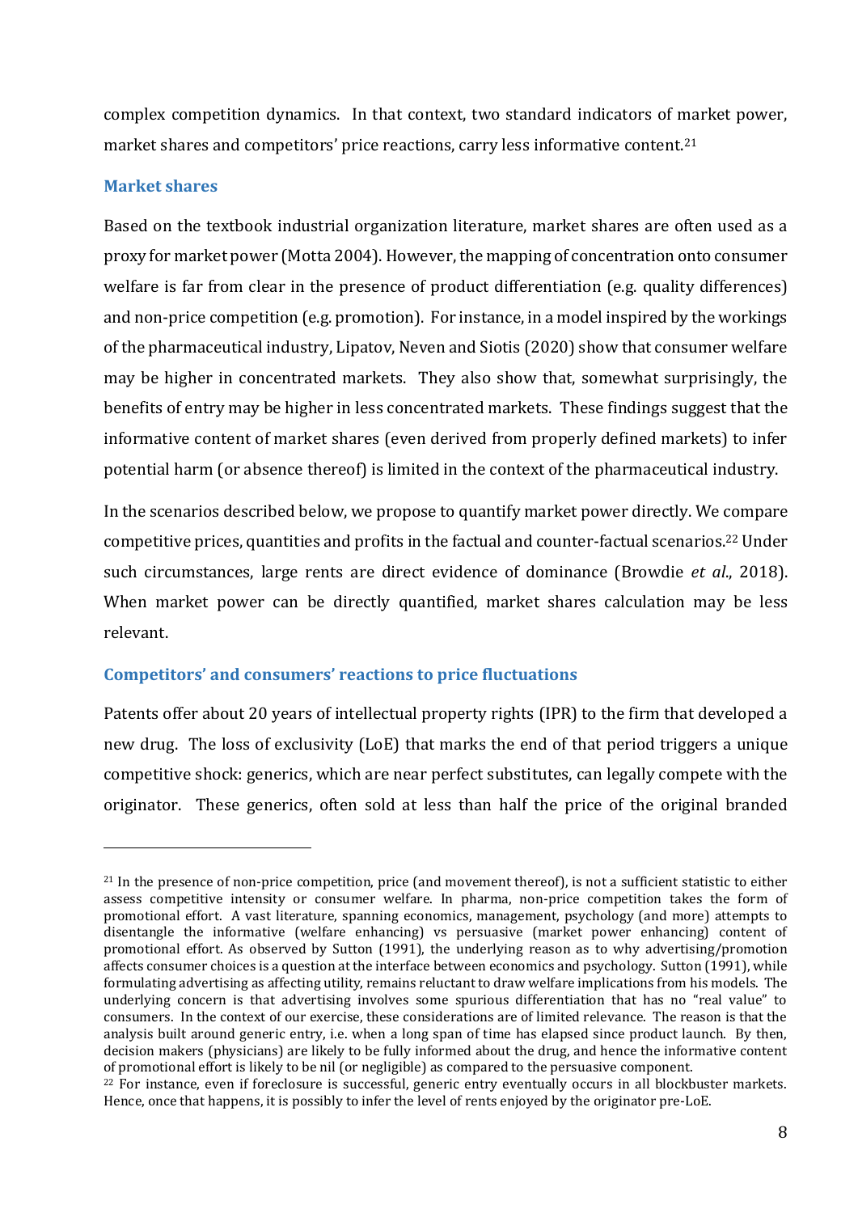complex competition dynamics. In that context, two standard indicators of market power, market shares and competitors' price reactions, carry less informative content.[21]

### Market shares

Based on the textbook industrial organization literature, market shares are often used as a proxy for market power (Motta 2004). However, the mapping of concentration onto consumer welfare is far from clear in the presence of product differentiation (e.g. quality differences) and non-price competition (e.g. promotion). For instance, in a model inspired by the workings of the pharmaceutical industry, Lipatov, Neven and Siotis (2020) show that consumer welfare may be higher in concentrated markets. They also show that, somewhat surprisingly, the benefits of entry may be higher in less concentrated markets. These findings suggest that the informative content of market shares (even derived from properly defined markets) to infer potential harm (or absence thereof) is limited in the context of the pharmaceutical industry.

In the scenarios described below, we propose to quantify market power directly. We compare competitive prices, quantities and profits in the factual and counter-factual scenarios.[22] Under such circumstances, large rents are direct evidence of dominance (Browdie *et al*., 2018). When market power can be directly quantified, market shares calculation may be less relevant.

### Competitors' and consumers' reactions to price fluctuations

Patents offer about 20 years of intellectual property rights (IPR) to the firm that developed a new drug. The loss of exclusivity (LoE) that marks the end of that period triggers a unique competitive shock: generics, which are near perfect substitutes, can legally compete with the originator. These generics, often sold at less than half the price of the original branded

---

[21] In the presence of non-price competition, price (and movement thereof), is not a sufficient statistic to either assess competitive intensity or consumer welfare. In pharma, non-price competition takes the form of promotional effort. A vast literature, spanning economics, management, psychology (and more) attempts to disentangle the informative (welfare enhancing) vs persuasive (market power enhancing) content of promotional effort. As observed by Sutton (1991), the underlying reason as to why advertising/promotion affects consumer choices is a question at the interface between economics and psychology. Sutton (1991), while formulating advertising as affecting utility, remains reluctant to draw welfare implications from his models. The underlying concern is that advertising involves some spurious differentiation that has no "real value" to consumers. In the context of our exercise, these considerations are of limited relevance. The reason is that the analysis built around generic entry, i.e. when a long span of time has elapsed since product launch. By then, decision makers (physicians) are likely to be fully informed about the drug, and hence the informative content of promotional effort is likely to be nil (or negligible) as compared to the persuasive component.

[22] For instance, even if foreclosure is successful, generic entry eventually occurs in all blockbuster markets. Hence, once that happens, it is possibly to infer the level of rents enjoyed by the originator pre-LoE.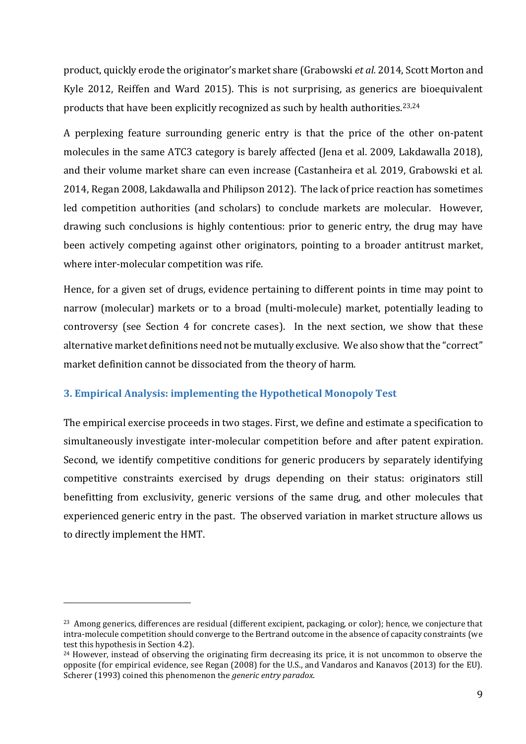product, quickly erode the originator's market share (Grabowski *et al.* 2014, Scott Morton and Kyle 2012, Reiffen and Ward 2015). This is not surprising, as generics are bioequivalent products that have been explicitly recognized as such by health authorities.[23,24]

A perplexing feature surrounding generic entry is that the price of the other on-patent molecules in the same ATC3 category is barely affected (Jena et al. 2009, Lakdawalla 2018), and their volume market share can even increase (Castanheira et al. 2019, Grabowski et al. 2014, Regan 2008, Lakdawalla and Philipson 2012). The lack of price reaction has sometimes led competition authorities (and scholars) to conclude markets are molecular. However, drawing such conclusions is highly contentious: prior to generic entry, the drug may have been actively competing against other originators, pointing to a broader antitrust market, where inter-molecular competition was rife.

Hence, for a given set of drugs, evidence pertaining to different points in time may point to narrow (molecular) markets or to a broad (multi-molecule) market, potentially leading to controversy (see Section 4 for concrete cases). In the next section, we show that these alternative market definitions need not be mutually exclusive. We also show that the "correct" market definition cannot be dissociated from the theory of harm.

## 3. Empirical Analysis: implementing the Hypothetical Monopoly Test

The empirical exercise proceeds in two stages. First, we define and estimate a specification to simultaneously investigate inter-molecular competition before and after patent expiration. Second, we identify competitive conditions for generic producers by separately identifying competitive constraints exercised by drugs depending on their status: originators still benefitting from exclusivity, generic versions of the same drug, and other molecules that experienced generic entry in the past. The observed variation in market structure allows us to directly implement the HMT.

---

[23] Among generics, differences are residual (different excipient, packaging, or color); hence, we conjecture that intra-molecule competition should converge to the Bertrand outcome in the absence of capacity constraints (we test this hypothesis in Section 4.2).

[24] However, instead of observing the originating firm decreasing its price, it is not uncommon to observe the opposite (for empirical evidence, see Regan (2008) for the U.S., and Vandaros and Kanavos (2013) for the EU). Scherer (1993) coined this phenomenon the *generic entry paradox*.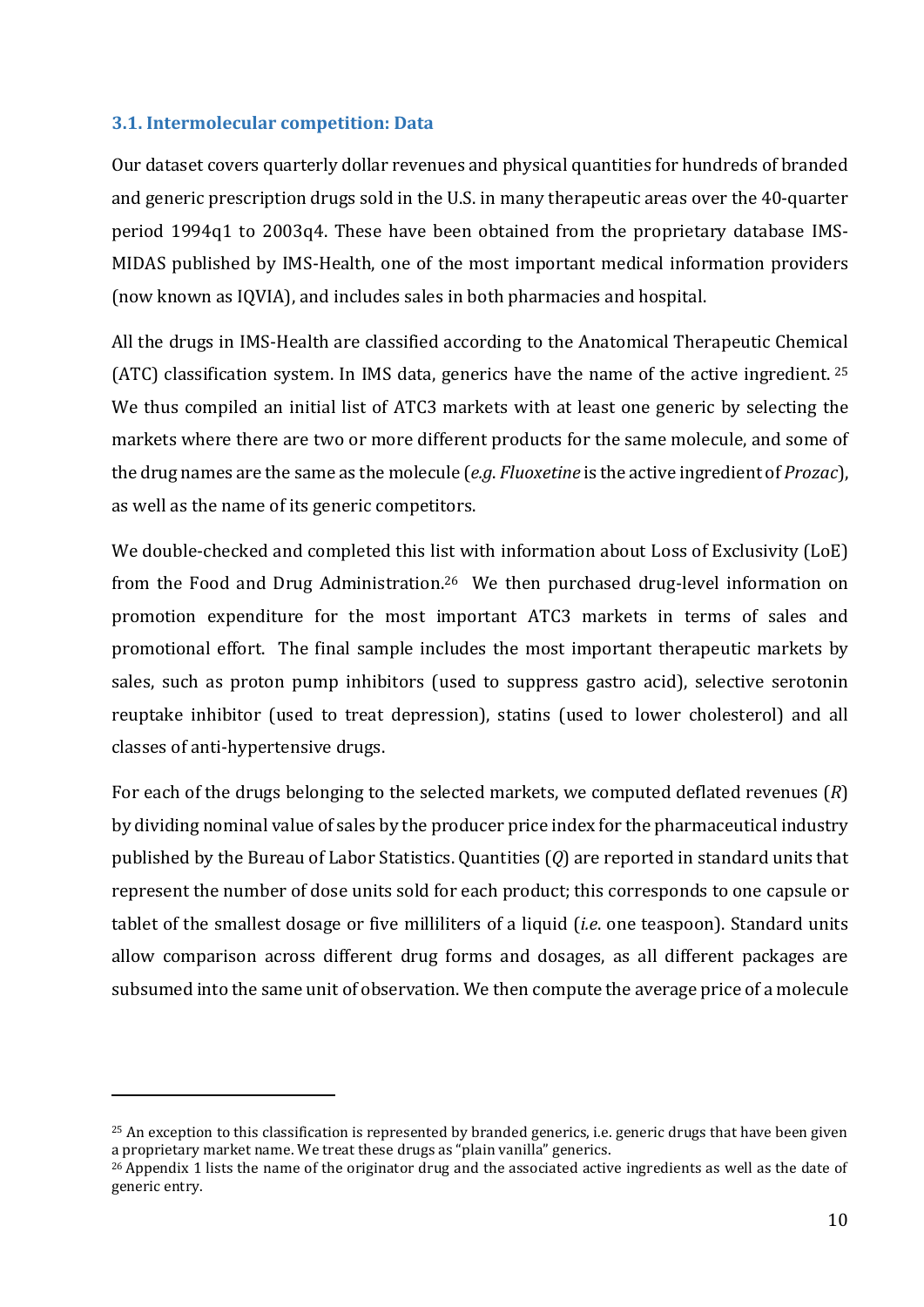### 3.1. Intermolecular competition: Data

Our dataset covers quarterly dollar revenues and physical quantities for hundreds of branded and generic prescription drugs sold in the U.S. in many therapeutic areas over the 40-quarter period 1994q1 to 2003q4. These have been obtained from the proprietary database IMS-MIDAS published by IMS-Health, one of the most important medical information providers (now known as IQVIA), and includes sales in both pharmacies and hospital.

All the drugs in IMS-Health are classified according to the Anatomical Therapeutic Chemical (ATC) classification system. In IMS data, generics have the name of the active ingredient. [25] We thus compiled an initial list of ATC3 markets with at least one generic by selecting the markets where there are two or more different products for the same molecule, and some of the drug names are the same as the molecule (*e.g. Fluoxetine* is the active ingredient of *Prozac*), as well as the name of its generic competitors.

We double-checked and completed this list with information about Loss of Exclusivity (LoE) from the Food and Drug Administration.[26] We then purchased drug-level information on promotion expenditure for the most important ATC3 markets in terms of sales and promotional effort. The final sample includes the most important therapeutic markets by sales, such as proton pump inhibitors (used to suppress gastro acid), selective serotonin reuptake inhibitor (used to treat depression), statins (used to lower cholesterol) and all classes of anti-hypertensive drugs.

For each of the drugs belonging to the selected markets, we computed deflated revenues ($R$) by dividing nominal value of sales by the producer price index for the pharmaceutical industry published by the Bureau of Labor Statistics. Quantities ($Q$) are reported in standard units that represent the number of dose units sold for each product; this corresponds to one capsule or tablet of the smallest dosage or five milliliters of a liquid (*i.e.* one teaspoon). Standard units allow comparison across different drug forms and dosages, as all different packages are subsumed into the same unit of observation. We then compute the average price of a molecule

---

[25] An exception to this classification is represented by branded generics, i.e. generic drugs that have been given a proprietary market name. We treat these drugs as "plain vanilla" generics.

[26] Appendix 1 lists the name of the originator drug and the associated active ingredients as well as the date of generic entry.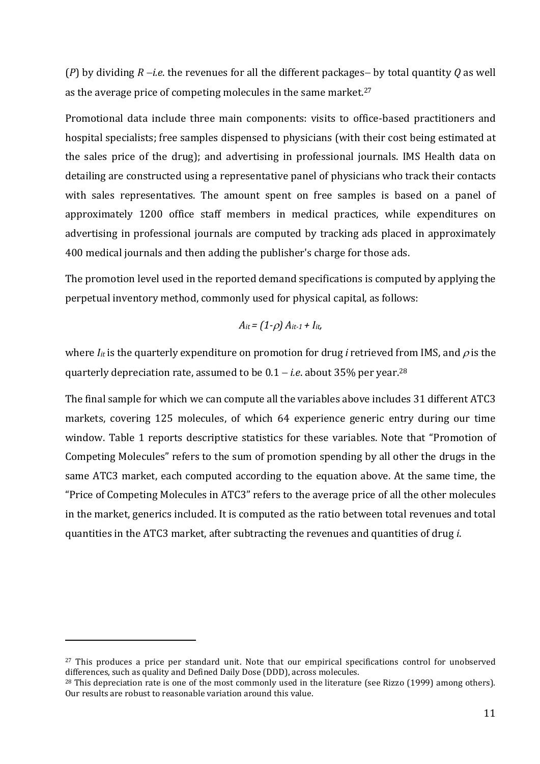($P$) by dividing $R$ –*i.e*. the revenues for all the different packages– by total quantity $Q$ as well as the average price of competing molecules in the same market.[27]

Promotional data include three main components: visits to office-based practitioners and hospital specialists; free samples dispensed to physicians (with their cost being estimated at the sales price of the drug); and advertising in professional journals. IMS Health data on detailing are constructed using a representative panel of physicians who track their contacts with sales representatives. The amount spent on free samples is based on a panel of approximately 1200 office staff members in medical practices, while expenditures on advertising in professional journals are computed by tracking ads placed in approximately 400 medical journals and then adding the publisher's charge for those ads.

The promotion level used in the reported demand specifications is computed by applying the perpetual inventory method, commonly used for physical capital, as follows:

$$A_{it} = (1-\rho)\, A_{it-1} + I_{it},$$

where $I_{it}$ is the quarterly expenditure on promotion for drug $i$ retrieved from IMS, and $\rho$ is the quarterly depreciation rate, assumed to be 0.1 – *i.e*. about 35% per year.[28]

The final sample for which we can compute all the variables above includes 31 different ATC3 markets, covering 125 molecules, of which 64 experience generic entry during our time window. Table 1 reports descriptive statistics for these variables. Note that "Promotion of Competing Molecules" refers to the sum of promotion spending by all other the drugs in the same ATC3 market, each computed according to the equation above. At the same time, the "Price of Competing Molecules in ATC3" refers to the average price of all the other molecules in the market, generics included. It is computed as the ratio between total revenues and total quantities in the ATC3 market, after subtracting the revenues and quantities of drug $i$.

---

[27] This produces a price per standard unit. Note that our empirical specifications control for unobserved differences, such as quality and Defined Daily Dose (DDD), across molecules.

[28] This depreciation rate is one of the most commonly used in the literature (see Rizzo (1999) among others). Our results are robust to reasonable variation around this value.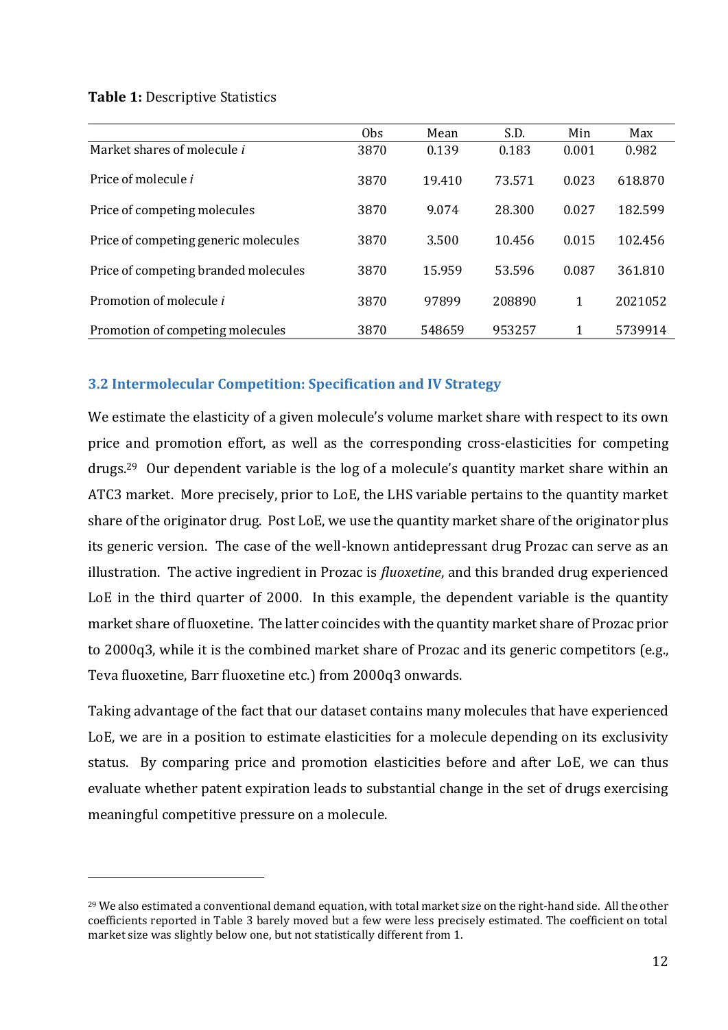**Table 1:** Descriptive Statistics

| | Obs | Mean | S.D. | Min | Max |
|---|---|---|---|---|---|
| Market shares of molecule *i* | 3870 | 0.139 | 0.183 | 0.001 | 0.982 |
| Price of molecule *i* | 3870 | 19.410 | 73.571 | 0.023 | 618.870 |
| Price of competing molecules | 3870 | 9.074 | 28.300 | 0.027 | 182.599 |
| Price of competing generic molecules | 3870 | 3.500 | 10.456 | 0.015 | 102.456 |
| Price of competing branded molecules | 3870 | 15.959 | 53.596 | 0.087 | 361.810 |
| Promotion of molecule *i* | 3870 | 97899 | 208890 | 1 | 2021052 |
| Promotion of competing molecules | 3870 | 548659 | 953257 | 1 | 5739914 |

### 3.2 Intermolecular Competition: Specification and IV Strategy

We estimate the elasticity of a given molecule's volume market share with respect to its own price and promotion effort, as well as the corresponding cross-elasticities for competing drugs.[29] Our dependent variable is the log of a molecule's quantity market share within an ATC3 market. More precisely, prior to LoE, the LHS variable pertains to the quantity market share of the originator drug. Post LoE, we use the quantity market share of the originator plus its generic version. The case of the well-known antidepressant drug Prozac can serve as an illustration. The active ingredient in Prozac is *fluoxetine*, and this branded drug experienced LoE in the third quarter of 2000. In this example, the dependent variable is the quantity market share of fluoxetine. The latter coincides with the quantity market share of Prozac prior to 2000q3, while it is the combined market share of Prozac and its generic competitors (e.g., Teva fluoxetine, Barr fluoxetine etc.) from 2000q3 onwards.

Taking advantage of the fact that our dataset contains many molecules that have experienced LoE, we are in a position to estimate elasticities for a molecule depending on its exclusivity status. By comparing price and promotion elasticities before and after LoE, we can thus evaluate whether patent expiration leads to substantial change in the set of drugs exercising meaningful competitive pressure on a molecule.

[29] We also estimated a conventional demand equation, with total market size on the right-hand side. All the other coefficients reported in Table 3 barely moved but a few were less precisely estimated. The coefficient on total market size was slightly below one, but not statistically different from 1.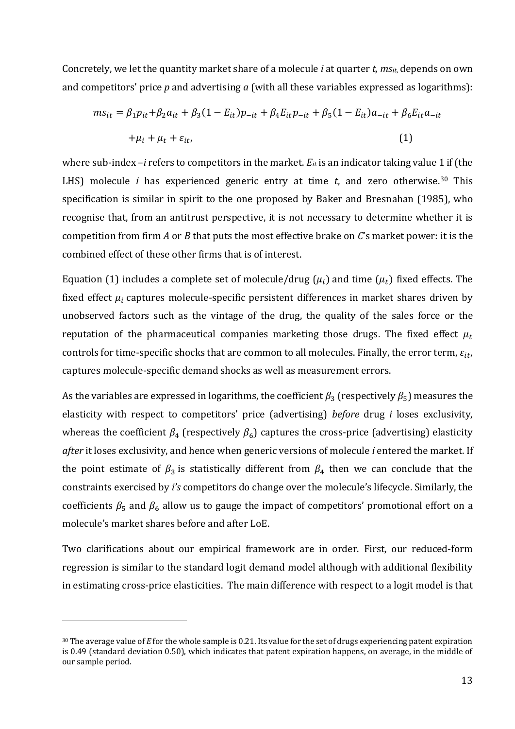Concretely, we let the quantity market share of a molecule *i* at quarter *t*, $ms_{it}$, depends on own and competitors' price *p* and advertising *a* (with all these variables expressed as logarithms):

$$ms_{it} = \beta_1 p_{it} + \beta_2 a_{it} + \beta_3 (1 - E_{it}) p_{-it} + \beta_4 E_{it} p_{-it} + \beta_5 (1 - E_{it}) a_{-it} + \beta_6 E_{it} a_{-it}$$

$$+ \mu_i + \mu_t + \varepsilon_{it}, \tag{1}$$

where sub-index –*i* refers to competitors in the market. $E_{it}$ is an indicator taking value 1 if (the LHS) molecule *i* has experienced generic entry at time *t*, and zero otherwise.[30] This specification is similar in spirit to the one proposed by Baker and Bresnahan (1985), who recognise that, from an antitrust perspective, it is not necessary to determine whether it is competition from firm *A* or *B* that puts the most effective brake on *C*'s market power: it is the combined effect of these other firms that is of interest.

Equation (1) includes a complete set of molecule/drug ($\mu_i$) and time ($\mu_t$) fixed effects. The fixed effect $\mu_i$ captures molecule-specific persistent differences in market shares driven by unobserved factors such as the vintage of the drug, the quality of the sales force or the reputation of the pharmaceutical companies marketing those drugs. The fixed effect $\mu_t$ controls for time-specific shocks that are common to all molecules. Finally, the error term, $\varepsilon_{it}$, captures molecule-specific demand shocks as well as measurement errors.

As the variables are expressed in logarithms, the coefficient $\beta_3$ (respectively $\beta_5$) measures the elasticity with respect to competitors' price (advertising) *before* drug *i* loses exclusivity, whereas the coefficient $\beta_4$ (respectively $\beta_6$) captures the cross-price (advertising) elasticity *after* it loses exclusivity, and hence when generic versions of molecule *i* entered the market. If the point estimate of $\beta_3$ is statistically different from $\beta_4$ then we can conclude that the constraints exercised by *i's* competitors do change over the molecule's lifecycle. Similarly, the coefficients $\beta_5$ and $\beta_6$ allow us to gauge the impact of competitors' promotional effort on a molecule's market shares before and after LoE.

Two clarifications about our empirical framework are in order. First, our reduced-form regression is similar to the standard logit demand model although with additional flexibility in estimating cross-price elasticities. The main difference with respect to a logit model is that

---

[30] The average value of *E* for the whole sample is 0.21. Its value for the set of drugs experiencing patent expiration is 0.49 (standard deviation 0.50), which indicates that patent expiration happens, on average, in the middle of our sample period.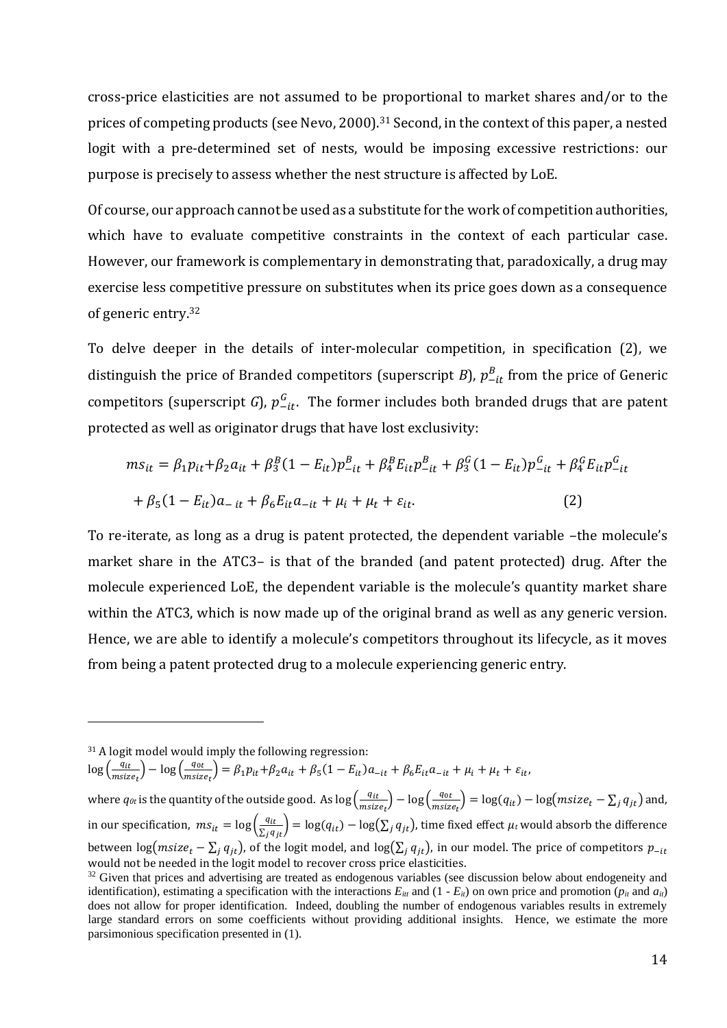cross-price elasticities are not assumed to be proportional to market shares and/or to the prices of competing products (see Nevo, 2000).[31] Second, in the context of this paper, a nested logit with a pre-determined set of nests, would be imposing excessive restrictions: our purpose is precisely to assess whether the nest structure is affected by LoE.

Of course, our approach cannot be used as a substitute for the work of competition authorities, which have to evaluate competitive constraints in the context of each particular case. However, our framework is complementary in demonstrating that, paradoxically, a drug may exercise less competitive pressure on substitutes when its price goes down as a consequence of generic entry.[32]

To delve deeper in the details of inter-molecular competition, in specification (2), we distinguish the price of Branded competitors (superscript *B*), $p^B_{-it}$ from the price of Generic competitors (superscript *G*), $p^G_{-it}$. The former includes both branded drugs that are patent protected as well as originator drugs that have lost exclusivity:

$$ms_{it} = \beta_1 p_{it} + \beta_2 a_{it} + \beta_3^B (1 - E_{it}) p^B_{-it} + \beta_4^B E_{it} p^B_{-it} + \beta_3^G (1 - E_{it}) p^G_{-it} + \beta_4^G E_{it} p^G_{-it}$$

$$+ \beta_5 (1 - E_{it}) a_{-it} + \beta_6 E_{it} a_{-it} + \mu_i + \mu_t + \varepsilon_{it}. \qquad (2)$$

To re-iterate, as long as a drug is patent protected, the dependent variable –the molecule's market share in the ATC3– is that of the branded (and patent protected) drug. After the molecule experienced LoE, the dependent variable is the molecule's quantity market share within the ATC3, which is now made up of the original brand as well as any generic version. Hence, we are able to identify a molecule's competitors throughout its lifecycle, as it moves from being a patent protected drug to a molecule experiencing generic entry.

---

[31] A logit model would imply the following regression:
$\log\left(\frac{q_{it}}{msize_t}\right) - \log\left(\frac{q_{0t}}{msize_t}\right) = \beta_1 p_{it} + \beta_2 a_{it} + \beta_5 (1 - E_{it}) a_{-it} + \beta_6 E_{it} a_{-it} + \mu_i + \mu_t + \varepsilon_{it}$,

where $q_{0t}$ is the quantity of the outside good. As $\log\left(\frac{q_{it}}{msize_t}\right) - \log\left(\frac{q_{0t}}{msize_t}\right) = \log(q_{it}) - \log\left(msize_t - \sum_j q_{jt}\right)$ and, in our specification, $ms_{it} = \log\left(\frac{q_{it}}{\sum_j q_{jt}}\right) = \log(q_{it}) - \log\left(\sum_j q_{jt}\right)$, time fixed effect $\mu_t$ would absorb the difference between $\log\left(msize_t - \sum_j q_{jt}\right)$, of the logit model, and $\log\left(\sum_j q_{jt}\right)$, in our model. The price of competitors $p_{-it}$ would not be needed in the logit model to recover cross price elasticities.

[32] Given that prices and advertising are treated as endogenous variables (see discussion below about endogeneity and identification), estimating a specification with the interactions $E_{itt}$ and $(1 - E_{it})$ on own price and promotion ($p_{it}$ and $a_{it}$) does not allow for proper identification. Indeed, doubling the number of endogenous variables results in extremely large standard errors on some coefficients without providing additional insights. Hence, we estimate the more parsimonious specification presented in (1).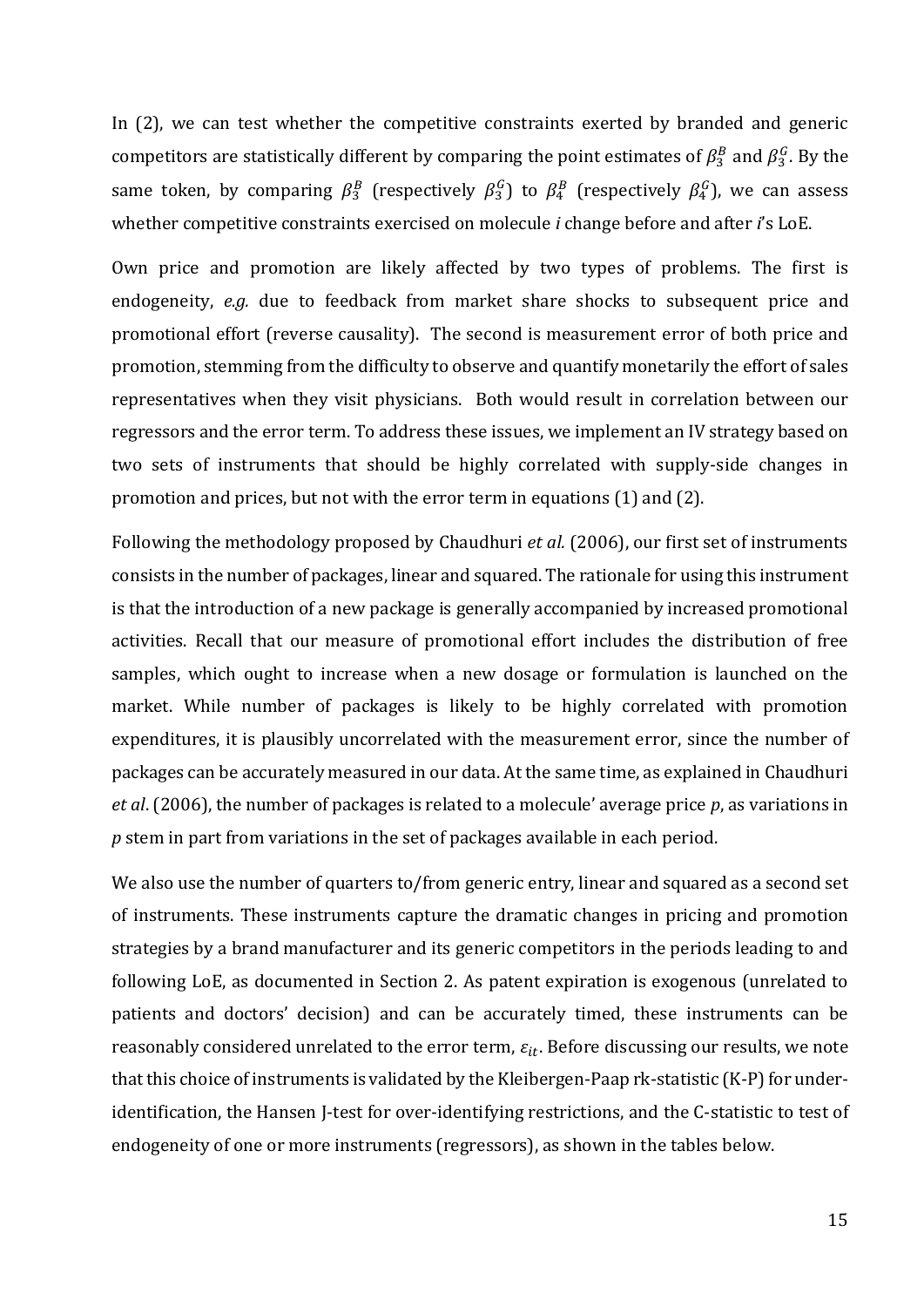In (2), we can test whether the competitive constraints exerted by branded and generic competitors are statistically different by comparing the point estimates of $\beta_3^B$ and $\beta_3^G$. By the same token, by comparing $\beta_3^B$ (respectively $\beta_3^G$) to $\beta_4^B$ (respectively $\beta_4^G$), we can assess whether competitive constraints exercised on molecule *i* change before and after *i*'s LoE.

Own price and promotion are likely affected by two types of problems. The first is endogeneity, *e.g.* due to feedback from market share shocks to subsequent price and promotional effort (reverse causality). The second is measurement error of both price and promotion, stemming from the difficulty to observe and quantify monetarily the effort of sales representatives when they visit physicians. Both would result in correlation between our regressors and the error term. To address these issues, we implement an IV strategy based on two sets of instruments that should be highly correlated with supply-side changes in promotion and prices, but not with the error term in equations (1) and (2).

Following the methodology proposed by Chaudhuri *et al.* (2006), our first set of instruments consists in the number of packages, linear and squared. The rationale for using this instrument is that the introduction of a new package is generally accompanied by increased promotional activities. Recall that our measure of promotional effort includes the distribution of free samples, which ought to increase when a new dosage or formulation is launched on the market. While number of packages is likely to be highly correlated with promotion expenditures, it is plausibly uncorrelated with the measurement error, since the number of packages can be accurately measured in our data. At the same time, as explained in Chaudhuri *et al*. (2006), the number of packages is related to a molecule' average price *p*, as variations in *p* stem in part from variations in the set of packages available in each period.

We also use the number of quarters to/from generic entry, linear and squared as a second set of instruments. These instruments capture the dramatic changes in pricing and promotion strategies by a brand manufacturer and its generic competitors in the periods leading to and following LoE, as documented in Section 2. As patent expiration is exogenous (unrelated to patients and doctors' decision) and can be accurately timed, these instruments can be reasonably considered unrelated to the error term, $\varepsilon_{it}$. Before discussing our results, we note that this choice of instruments is validated by the Kleibergen-Paap rk-statistic (K-P) for under-identification, the Hansen J-test for over-identifying restrictions, and the C-statistic to test of endogeneity of one or more instruments (regressors), as shown in the tables below.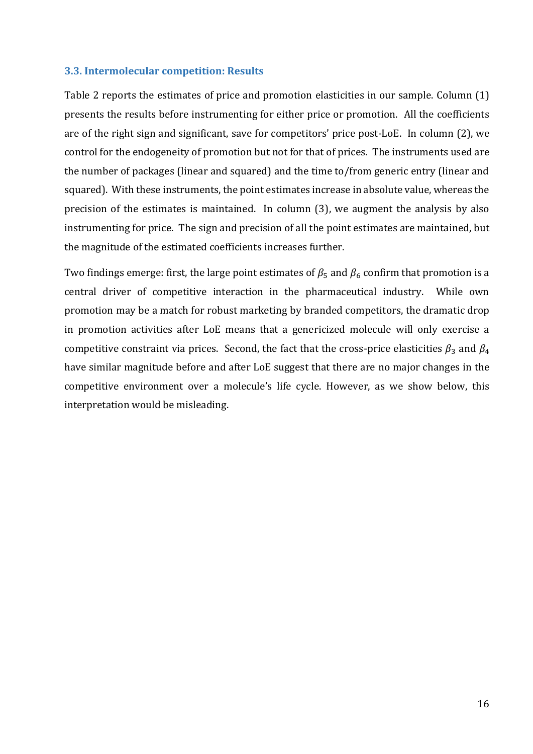### 3.3. Intermolecular competition: Results

Table 2 reports the estimates of price and promotion elasticities in our sample. Column (1) presents the results before instrumenting for either price or promotion. All the coefficients are of the right sign and significant, save for competitors' price post-LoE. In column (2), we control for the endogeneity of promotion but not for that of prices. The instruments used are the number of packages (linear and squared) and the time to/from generic entry (linear and squared). With these instruments, the point estimates increase in absolute value, whereas the precision of the estimates is maintained. In column (3), we augment the analysis by also instrumenting for price. The sign and precision of all the point estimates are maintained, but the magnitude of the estimated coefficients increases further.

Two findings emerge: first, the large point estimates of $\beta_5$ and $\beta_6$ confirm that promotion is a central driver of competitive interaction in the pharmaceutical industry. While own promotion may be a match for robust marketing by branded competitors, the dramatic drop in promotion activities after LoE means that a genericized molecule will only exercise a competitive constraint via prices. Second, the fact that the cross-price elasticities $\beta_3$ and $\beta_4$ have similar magnitude before and after LoE suggest that there are no major changes in the competitive environment over a molecule's life cycle. However, as we show below, this interpretation would be misleading.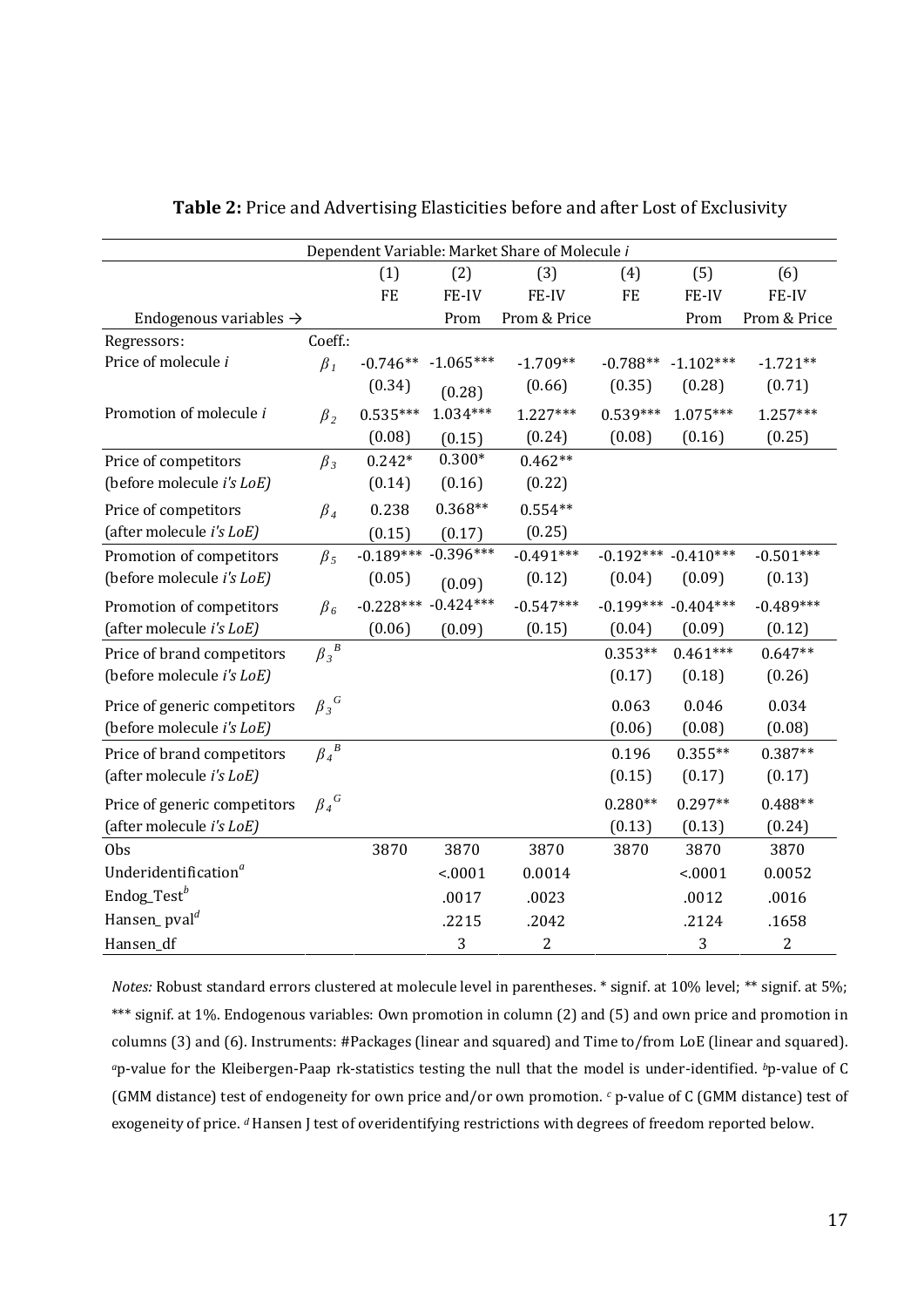**Table 2:** Price and Advertising Elasticities before and after Lost of Exclusivity

| | | Dependent Variable: Market Share of Molecule *i* | | | | | |
|---|---|---|---|---|---|---|---|
| | | (1) | (2) | (3) | (4) | (5) | (6) |
| | | FE | FE-IV | FE-IV | FE | FE-IV | FE-IV |
| Endogenous variables → | | | Prom | Prom & Price | | Prom | Prom & Price |
| Regressors: | Coeff.: | | | | | | |
| Price of molecule *i* | $\beta_1$ | -0.746** | -1.065*** | -1.709** | -0.788** | -1.102*** | -1.721** |
| | | (0.34) | (0.28) | (0.66) | (0.35) | (0.28) | (0.71) |
| Promotion of molecule *i* | $\beta_2$ | 0.535*** | 1.034*** | 1.227*** | 0.539*** | 1.075*** | 1.257*** |
| | | (0.08) | (0.15) | (0.24) | (0.08) | (0.16) | (0.25) |
| Price of competitors (before molecule *i's LoE)* | $\beta_3$ | 0.242* | 0.300* | 0.462** | | | |
| | | (0.14) | (0.16) | (0.22) | | | |
| Price of competitors (after molecule *i's LoE)* | $\beta_4$ | 0.238 | 0.368** | 0.554** | | | |
| | | (0.15) | (0.17) | (0.25) | | | |
| Promotion of competitors (before molecule *i's LoE)* | $\beta_5$ | -0.189*** | -0.396*** | -0.491*** | -0.192*** | -0.410*** | -0.501*** |
| | | (0.05) | (0.09) | (0.12) | (0.04) | (0.09) | (0.13) |
| Promotion of competitors (after molecule *i's LoE)* | $\beta_6$ | -0.228*** | -0.424*** | -0.547*** | -0.199*** | -0.404*** | -0.489*** |
| | | (0.06) | (0.09) | (0.15) | (0.04) | (0.09) | (0.12) |
| Price of brand competitors (before molecule *i's LoE)* | $\beta_3^B$ | | | | 0.353** | 0.461*** | 0.647** |
| | | | | | (0.17) | (0.18) | (0.26) |
| Price of generic competitors (before molecule *i's LoE)* | $\beta_3^G$ | | | | 0.063 | 0.046 | 0.034 |
| | | | | | (0.06) | (0.08) | (0.08) |
| Price of brand competitors (after molecule *i's LoE)* | $\beta_4^B$ | | | | 0.196 | 0.355** | 0.387** |
| | | | | | (0.15) | (0.17) | (0.17) |
| Price of generic competitors (after molecule *i's LoE)* | $\beta_4^G$ | | | | 0.280** | 0.297** | 0.488** |
| | | | | | (0.13) | (0.13) | (0.24) |
| Obs | | 3870 | 3870 | 3870 | 3870 | 3870 | 3870 |
| Underidentification[a] | | | <.0001 | 0.0014 | | <.0001 | 0.0052 |
| Endog_Test[b] | | | .0017 | .0023 | | .0012 | .0016 |
| Hansen_ pval[d] | | | .2215 | .2042 | | .2124 | .1658 |
| Hansen_df | | | 3 | 2 | | 3 | 2 |

*Notes:* Robust standard errors clustered at molecule level in parentheses. * signif. at 10% level; ** signif. at 5%; *** signif. at 1%. Endogenous variables: Own promotion in column (2) and (5) and own price and promotion in columns (3) and (6). Instruments: #Packages (linear and squared) and Time to/from LoE (linear and squared). [a]p-value for the Kleibergen-Paap rk-statistics testing the null that the model is under-identified. [b]p-value of C (GMM distance) test of endogeneity for own price and/or own promotion. [c] p-value of C (GMM distance) test of exogeneity of price. [d] Hansen J test of overidentifying restrictions with degrees of freedom reported below.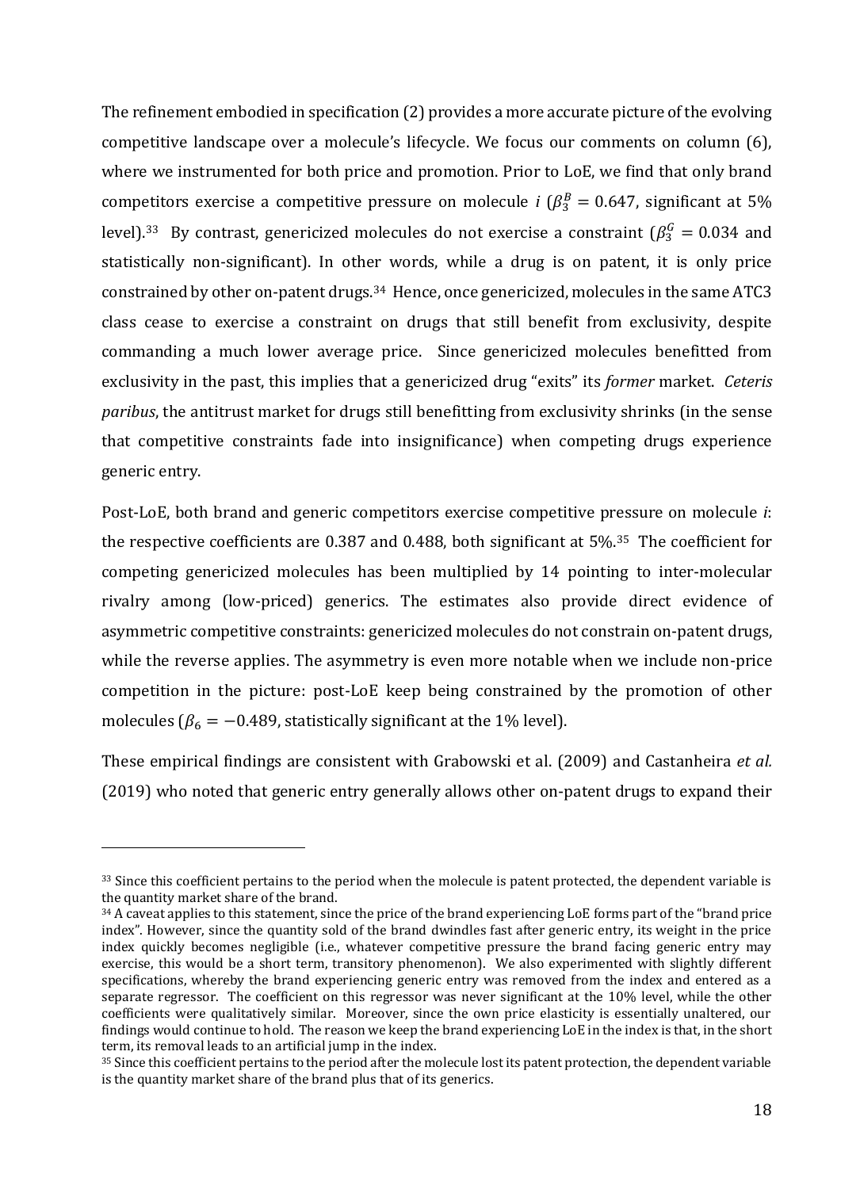The refinement embodied in specification (2) provides a more accurate picture of the evolving competitive landscape over a molecule's lifecycle. We focus our comments on column (6), where we instrumented for both price and promotion. Prior to LoE, we find that only brand competitors exercise a competitive pressure on molecule *i* ($\beta_3^B = 0.647$, significant at 5% level).[33] By contrast, genericized molecules do not exercise a constraint ($\beta_3^G = 0.034$ and statistically non-significant). In other words, while a drug is on patent, it is only price constrained by other on-patent drugs.[34] Hence, once genericized, molecules in the same ATC3 class cease to exercise a constraint on drugs that still benefit from exclusivity, despite commanding a much lower average price. Since genericized molecules benefitted from exclusivity in the past, this implies that a genericized drug "exits" its *former* market. *Ceteris paribus*, the antitrust market for drugs still benefitting from exclusivity shrinks (in the sense that competitive constraints fade into insignificance) when competing drugs experience generic entry.

Post-LoE, both brand and generic competitors exercise competitive pressure on molecule *i*: the respective coefficients are 0.387 and 0.488, both significant at 5%.[35] The coefficient for competing genericized molecules has been multiplied by 14 pointing to inter-molecular rivalry among (low-priced) generics. The estimates also provide direct evidence of asymmetric competitive constraints: genericized molecules do not constrain on-patent drugs, while the reverse applies. The asymmetry is even more notable when we include non-price competition in the picture: post-LoE keep being constrained by the promotion of other molecules ($\beta_6 = -0.489$, statistically significant at the 1% level).

These empirical findings are consistent with Grabowski et al. (2009) and Castanheira *et al.* (2019) who noted that generic entry generally allows other on-patent drugs to expand their

---

[33] Since this coefficient pertains to the period when the molecule is patent protected, the dependent variable is the quantity market share of the brand.

[34] A caveat applies to this statement, since the price of the brand experiencing LoE forms part of the "brand price index". However, since the quantity sold of the brand dwindles fast after generic entry, its weight in the price index quickly becomes negligible (i.e., whatever competitive pressure the brand facing generic entry may exercise, this would be a short term, transitory phenomenon). We also experimented with slightly different specifications, whereby the brand experiencing generic entry was removed from the index and entered as a separate regressor. The coefficient on this regressor was never significant at the 10% level, while the other coefficients were qualitatively similar. Moreover, since the own price elasticity is essentially unaltered, our findings would continue to hold. The reason we keep the brand experiencing LoE in the index is that, in the short term, its removal leads to an artificial jump in the index.

[35] Since this coefficient pertains to the period after the molecule lost its patent protection, the dependent variable is the quantity market share of the brand plus that of its generics.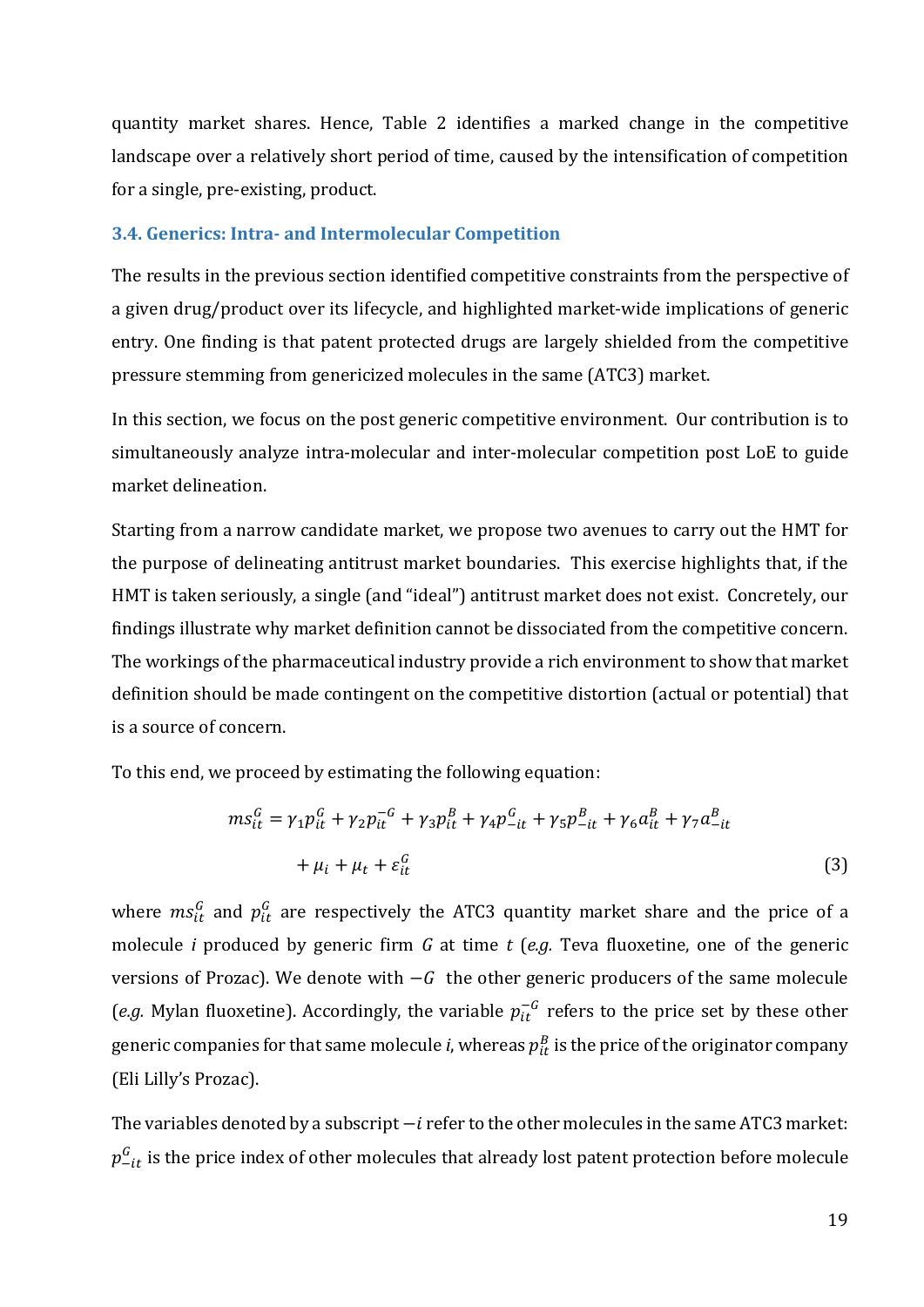quantity market shares. Hence, Table 2 identifies a marked change in the competitive landscape over a relatively short period of time, caused by the intensification of competition for a single, pre-existing, product.

### 3.4. Generics: Intra- and Intermolecular Competition

The results in the previous section identified competitive constraints from the perspective of a given drug/product over its lifecycle, and highlighted market-wide implications of generic entry. One finding is that patent protected drugs are largely shielded from the competitive pressure stemming from genericized molecules in the same (ATC3) market.

In this section, we focus on the post generic competitive environment. Our contribution is to simultaneously analyze intra-molecular and inter-molecular competition post LoE to guide market delineation.

Starting from a narrow candidate market, we propose two avenues to carry out the HMT for the purpose of delineating antitrust market boundaries. This exercise highlights that, if the HMT is taken seriously, a single (and "ideal") antitrust market does not exist. Concretely, our findings illustrate why market definition cannot be dissociated from the competitive concern. The workings of the pharmaceutical industry provide a rich environment to show that market definition should be made contingent on the competitive distortion (actual or potential) that is a source of concern.

To this end, we proceed by estimating the following equation:

$$ms_{it}^{G} = \gamma_1 p_{it}^{G} + \gamma_2 p_{it}^{-G} + \gamma_3 p_{it}^{B} + \gamma_4 p_{-it}^{G} + \gamma_5 p_{-it}^{B} + \gamma_6 a_{it}^{B} + \gamma_7 a_{-it}^{B} + \mu_i + \mu_t + \varepsilon_{it}^{G} \tag{3}$$

where $ms_{it}^{G}$ and $p_{it}^{G}$ are respectively the ATC3 quantity market share and the price of a molecule $i$ produced by generic firm $G$ at time $t$ (*e.g.* Teva fluoxetine, one of the generic versions of Prozac). We denote with $-G$ the other generic producers of the same molecule (*e.g.* Mylan fluoxetine). Accordingly, the variable $p_{it}^{-G}$ refers to the price set by these other generic companies for that same molecule $i$, whereas $p_{it}^{B}$ is the price of the originator company (Eli Lilly's Prozac).

The variables denoted by a subscript $-i$ refer to the other molecules in the same ATC3 market: $p_{-it}^{G}$ is the price index of other molecules that already lost patent protection before molecule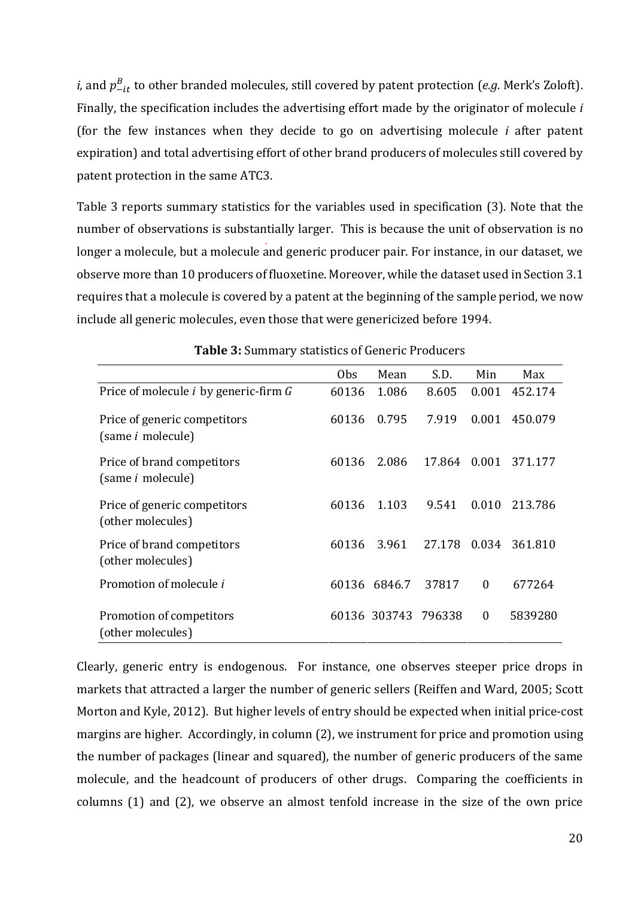*i,* and $p^B_{-it}$ to other branded molecules, still covered by patent protection (*e.g.* Merk's Zoloft). Finally, the specification includes the advertising effort made by the originator of molecule *i* (for the few instances when they decide to go on advertising molecule *i* after patent expiration) and total advertising effort of other brand producers of molecules still covered by patent protection in the same ATC3.

Table 3 reports summary statistics for the variables used in specification (3). Note that the number of observations is substantially larger. This is because the unit of observation is no longer a molecule, but a molecule and generic producer pair. For instance, in our dataset, we observe more than 10 producers of fluoxetine. Moreover, while the dataset used in Section 3.1 requires that a molecule is covered by a patent at the beginning of the sample period, we now include all generic molecules, even those that were genericized before 1994.

**Table 3:** Summary statistics of Generic Producers

| | Obs | Mean | S.D. | Min | Max |
|---|---|---|---|---|---|
| Price of molecule *i* by generic-firm *G* | 60136 | 1.086 | 8.605 | 0.001 | 452.174 |
| Price of generic competitors (same *i* molecule) | 60136 | 0.795 | 7.919 | 0.001 | 450.079 |
| Price of brand competitors (same *i* molecule) | 60136 | 2.086 | 17.864 | 0.001 | 371.177 |
| Price of generic competitors (other molecules) | 60136 | 1.103 | 9.541 | 0.010 | 213.786 |
| Price of brand competitors (other molecules) | 60136 | 3.961 | 27.178 | 0.034 | 361.810 |
| Promotion of molecule *i* | 60136 | 6846.7 | 37817 | 0 | 677264 |
| Promotion of competitors (other molecules) | 60136 | 303743 | 796338 | 0 | 5839280 |

Clearly, generic entry is endogenous. For instance, one observes steeper price drops in markets that attracted a larger the number of generic sellers (Reiffen and Ward, 2005; Scott Morton and Kyle, 2012). But higher levels of entry should be expected when initial price-cost margins are higher. Accordingly, in column (2), we instrument for price and promotion using the number of packages (linear and squared), the number of generic producers of the same molecule, and the headcount of producers of other drugs. Comparing the coefficients in columns (1) and (2), we observe an almost tenfold increase in the size of the own price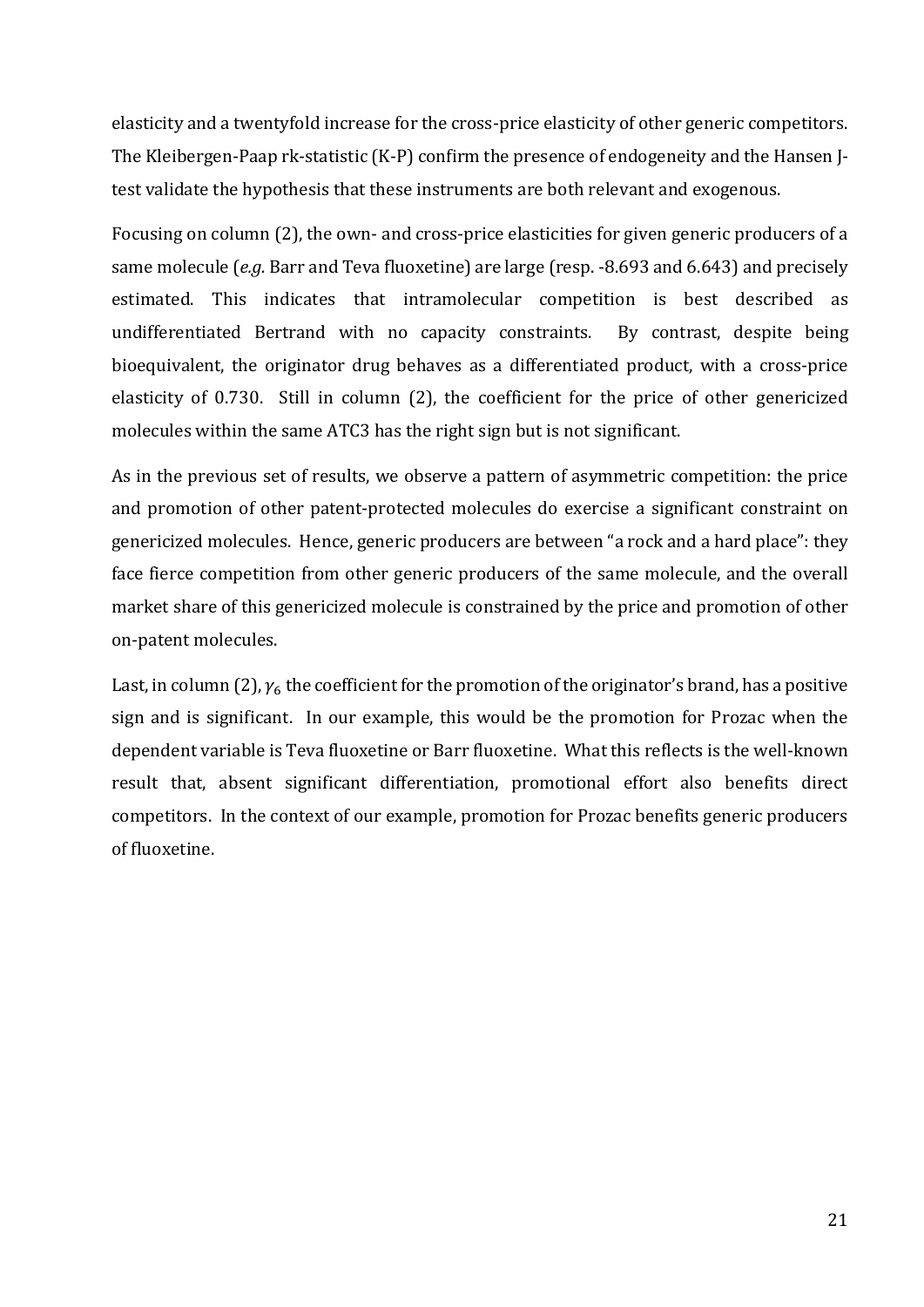elasticity and a twentyfold increase for the cross-price elasticity of other generic competitors. The Kleibergen-Paap rk-statistic (K-P) confirm the presence of endogeneity and the Hansen J-test validate the hypothesis that these instruments are both relevant and exogenous.

Focusing on column (2), the own- and cross-price elasticities for given generic producers of a same molecule (*e.g.* Barr and Teva fluoxetine) are large (resp. -8.693 and 6.643) and precisely estimated. This indicates that intramolecular competition is best described as undifferentiated Bertrand with no capacity constraints. By contrast, despite being bioequivalent, the originator drug behaves as a differentiated product, with a cross-price elasticity of 0.730. Still in column (2), the coefficient for the price of other genericized molecules within the same ATC3 has the right sign but is not significant.

As in the previous set of results, we observe a pattern of asymmetric competition: the price and promotion of other patent-protected molecules do exercise a significant constraint on genericized molecules. Hence, generic producers are between "a rock and a hard place": they face fierce competition from other generic producers of the same molecule, and the overall market share of this genericized molecule is constrained by the price and promotion of other on-patent molecules.

Last, in column (2), $\gamma_6$ the coefficient for the promotion of the originator's brand, has a positive sign and is significant. In our example, this would be the promotion for Prozac when the dependent variable is Teva fluoxetine or Barr fluoxetine. What this reflects is the well-known result that, absent significant differentiation, promotional effort also benefits direct competitors. In the context of our example, promotion for Prozac benefits generic producers of fluoxetine.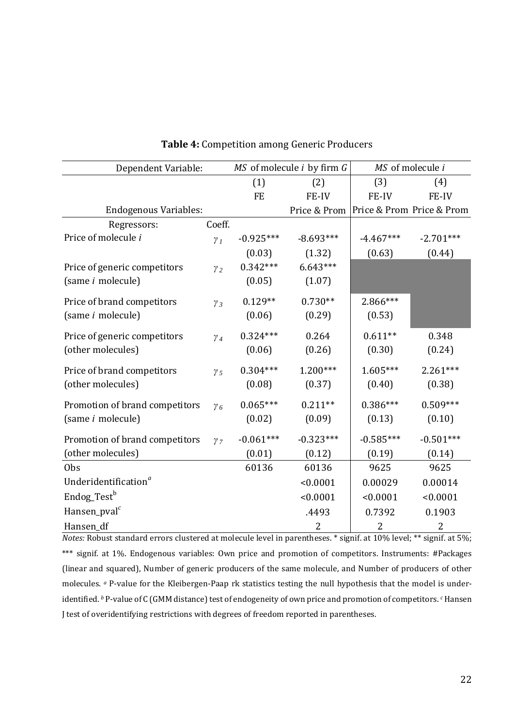**Table 4:** Competition among Generic Producers

| Dependent Variable: | | *MS* of molecule *i* by firm *G* | | *MS* of molecule *i* | |
|---|---|---|---|---|---|
| | | (1) | (2) | (3) | (4) |
| | | FE | FE-IV | FE-IV | FE-IV |
| Endogenous Variables: | | | Price & Prom | Price & Prom | Price & Prom |
| Regressors: | Coeff. | | | | |
| Price of molecule *i* | $\gamma_1$ | -0.925*** | -8.693*** | -4.467*** | -2.701*** |
| | | (0.03) | (1.32) | (0.63) | (0.44) |
| Price of generic competitors (same *i* molecule) | $\gamma_2$ | 0.342*** | 6.643*** | | |
| | | (0.05) | (1.07) | | |
| Price of brand competitors (same *i* molecule) | $\gamma_3$ | 0.129** | 0.730** | 2.866*** | |
| | | (0.06) | (0.29) | (0.53) | |
| Price of generic competitors (other molecules) | $\gamma_4$ | 0.324*** | 0.264 | 0.611** | 0.348 |
| | | (0.06) | (0.26) | (0.30) | (0.24) |
| Price of brand competitors (other molecules) | $\gamma_5$ | 0.304*** | 1.200*** | 1.605*** | 2.261*** |
| | | (0.08) | (0.37) | (0.40) | (0.38) |
| Promotion of brand competitors (same *i* molecule) | $\gamma_6$ | 0.065*** | 0.211** | 0.386*** | 0.509*** |
| | | (0.02) | (0.09) | (0.13) | (0.10) |
| Promotion of brand competitors (other molecules) | $\gamma_7$ | -0.061*** | -0.323*** | -0.585*** | -0.501*** |
| | | (0.01) | (0.12) | (0.19) | (0.14) |
| Obs | | 60136 | 60136 | 9625 | 9625 |
| Underidentification[a] | | | <0.0001 | 0.00029 | 0.00014 |
| Endog_Test[b] | | | <0.0001 | <0.0001 | <0.0001 |
| Hansen_pval[c] | | | .4493 | 0.7392 | 0.1903 |
| Hansen_df | | | 2 | 2 | 2 |

*Notes:* Robust standard errors clustered at molecule level in parentheses. * signif. at 10% level; ** signif. at 5%; *** signif. at 1%. Endogenous variables: Own price and promotion of competitors. Instruments: #Packages (linear and squared), Number of generic producers of the same molecule, and Number of producers of other molecules. [a] P-value for the Kleibergen-Paap rk statistics testing the null hypothesis that the model is under-identified. [b] P-value of C (GMM distance) test of endogeneity of own price and promotion of competitors. [c] Hansen J test of overidentifying restrictions with degrees of freedom reported in parentheses.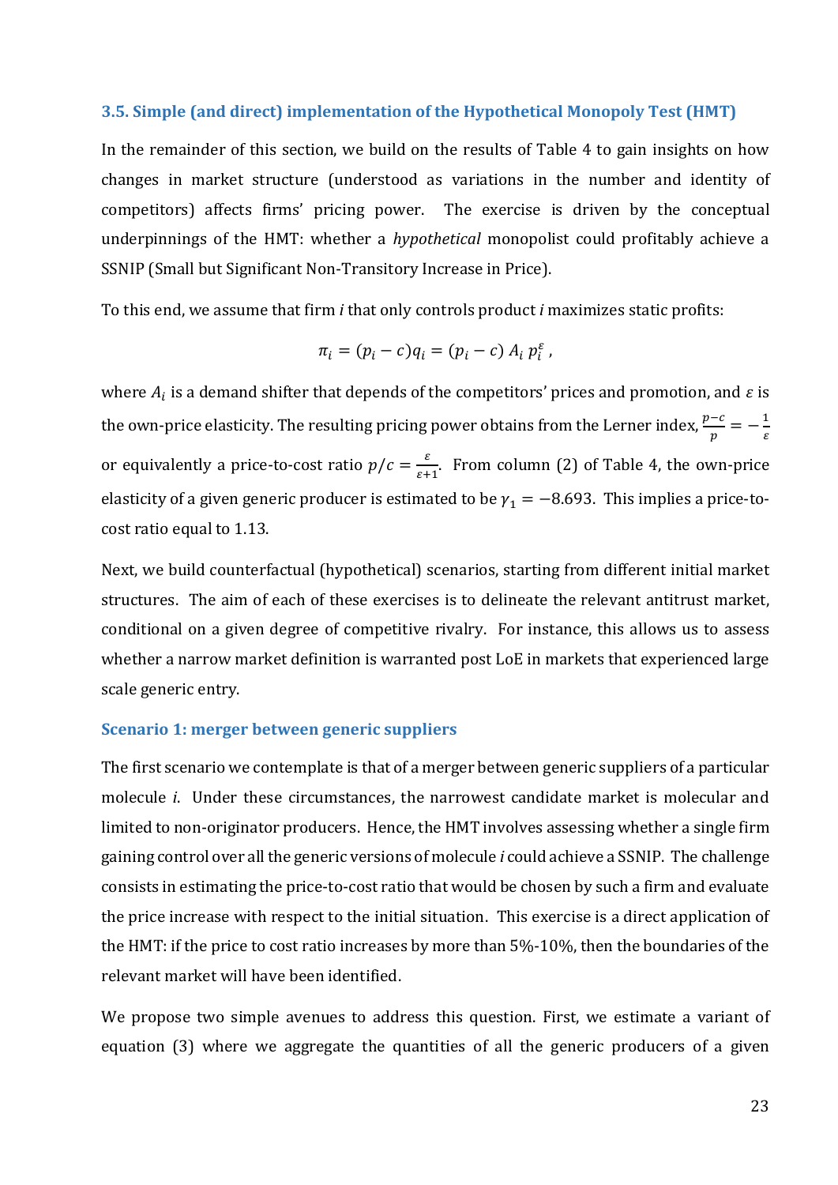### 3.5. Simple (and direct) implementation of the Hypothetical Monopoly Test (HMT)

In the remainder of this section, we build on the results of Table 4 to gain insights on how changes in market structure (understood as variations in the number and identity of competitors) affects firms' pricing power. The exercise is driven by the conceptual underpinnings of the HMT: whether a *hypothetical* monopolist could profitably achieve a SSNIP (Small but Significant Non-Transitory Increase in Price).

To this end, we assume that firm *i* that only controls product *i* maximizes static profits:

$$\pi_i = (p_i - c)q_i = (p_i - c)\; A_i\; p_i^{\varepsilon} \; ,$$

where $A_i$ is a demand shifter that depends of the competitors' prices and promotion, and $\varepsilon$ is the own-price elasticity. The resulting pricing power obtains from the Lerner index, $\frac{p-c}{p} = -\frac{1}{\varepsilon}$ or equivalently a price-to-cost ratio $p/c = \frac{\varepsilon}{\varepsilon+1}$. From column (2) of Table 4, the own-price elasticity of a given generic producer is estimated to be $\gamma_1 = -8.693$. This implies a price-to-cost ratio equal to 1.13.

Next, we build counterfactual (hypothetical) scenarios, starting from different initial market structures. The aim of each of these exercises is to delineate the relevant antitrust market, conditional on a given degree of competitive rivalry. For instance, this allows us to assess whether a narrow market definition is warranted post LoE in markets that experienced large scale generic entry.

#### Scenario 1: merger between generic suppliers

The first scenario we contemplate is that of a merger between generic suppliers of a particular molecule *i*. Under these circumstances, the narrowest candidate market is molecular and limited to non-originator producers. Hence, the HMT involves assessing whether a single firm gaining control over all the generic versions of molecule *i* could achieve a SSNIP. The challenge consists in estimating the price-to-cost ratio that would be chosen by such a firm and evaluate the price increase with respect to the initial situation. This exercise is a direct application of the HMT: if the price to cost ratio increases by more than 5%-10%, then the boundaries of the relevant market will have been identified.

We propose two simple avenues to address this question. First, we estimate a variant of equation (3) where we aggregate the quantities of all the generic producers of a given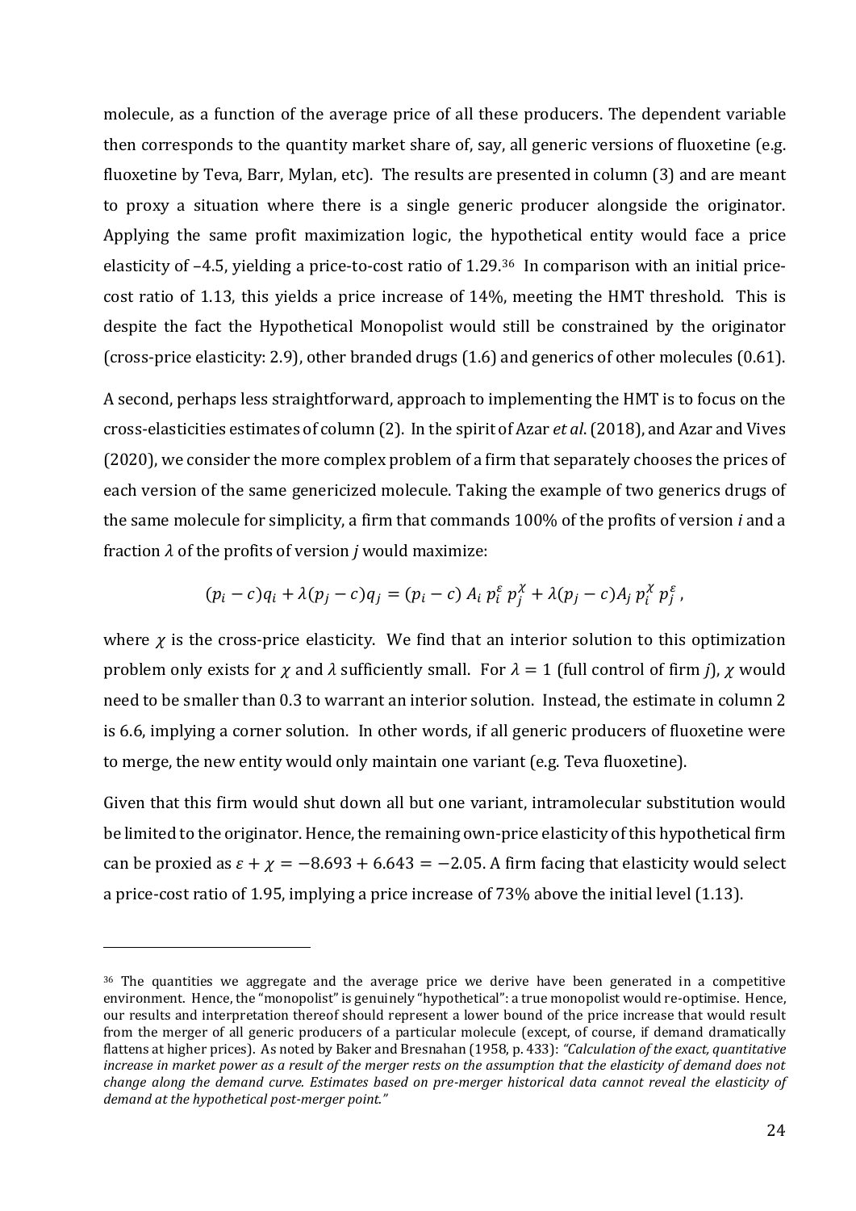molecule, as a function of the average price of all these producers. The dependent variable then corresponds to the quantity market share of, say, all generic versions of fluoxetine (e.g. fluoxetine by Teva, Barr, Mylan, etc). The results are presented in column (3) and are meant to proxy a situation where there is a single generic producer alongside the originator. Applying the same profit maximization logic, the hypothetical entity would face a price elasticity of –4.5, yielding a price-to-cost ratio of 1.29.[36] In comparison with an initial price-cost ratio of 1.13, this yields a price increase of 14%, meeting the HMT threshold. This is despite the fact the Hypothetical Monopolist would still be constrained by the originator (cross-price elasticity: 2.9), other branded drugs (1.6) and generics of other molecules (0.61).

A second, perhaps less straightforward, approach to implementing the HMT is to focus on the cross-elasticities estimates of column (2). In the spirit of Azar *et al*. (2018), and Azar and Vives (2020), we consider the more complex problem of a firm that separately chooses the prices of each version of the same genericized molecule. Taking the example of two generics drugs of the same molecule for simplicity, a firm that commands 100% of the profits of version *i* and a fraction $\lambda$ of the profits of version *j* would maximize:

$$(p_i - c)q_i + \lambda(p_j - c)q_j = (p_i - c)\, A_i\, p_i^{\varepsilon}\, p_j^{\chi} + \lambda(p_j - c)A_j\, p_i^{\chi}\, p_j^{\varepsilon}\,,$$

where $\chi$ is the cross-price elasticity. We find that an interior solution to this optimization problem only exists for $\chi$ and $\lambda$ sufficiently small. For $\lambda = 1$ (full control of firm *j*), $\chi$ would need to be smaller than 0.3 to warrant an interior solution. Instead, the estimate in column 2 is 6.6, implying a corner solution. In other words, if all generic producers of fluoxetine were to merge, the new entity would only maintain one variant (e.g. Teva fluoxetine).

Given that this firm would shut down all but one variant, intramolecular substitution would be limited to the originator. Hence, the remaining own-price elasticity of this hypothetical firm can be proxied as $\varepsilon + \chi = -8.693 + 6.643 = -2.05$. A firm facing that elasticity would select a price-cost ratio of 1.95, implying a price increase of 73% above the initial level (1.13).

---

[36] The quantities we aggregate and the average price we derive have been generated in a competitive environment. Hence, the "monopolist" is genuinely "hypothetical": a true monopolist would re-optimise. Hence, our results and interpretation thereof should represent a lower bound of the price increase that would result from the merger of all generic producers of a particular molecule (except, of course, if demand dramatically flattens at higher prices). As noted by Baker and Bresnahan (1958, p. 433): *"Calculation of the exact, quantitative increase in market power as a result of the merger rests on the assumption that the elasticity of demand does not change along the demand curve. Estimates based on pre-merger historical data cannot reveal the elasticity of demand at the hypothetical post-merger point."*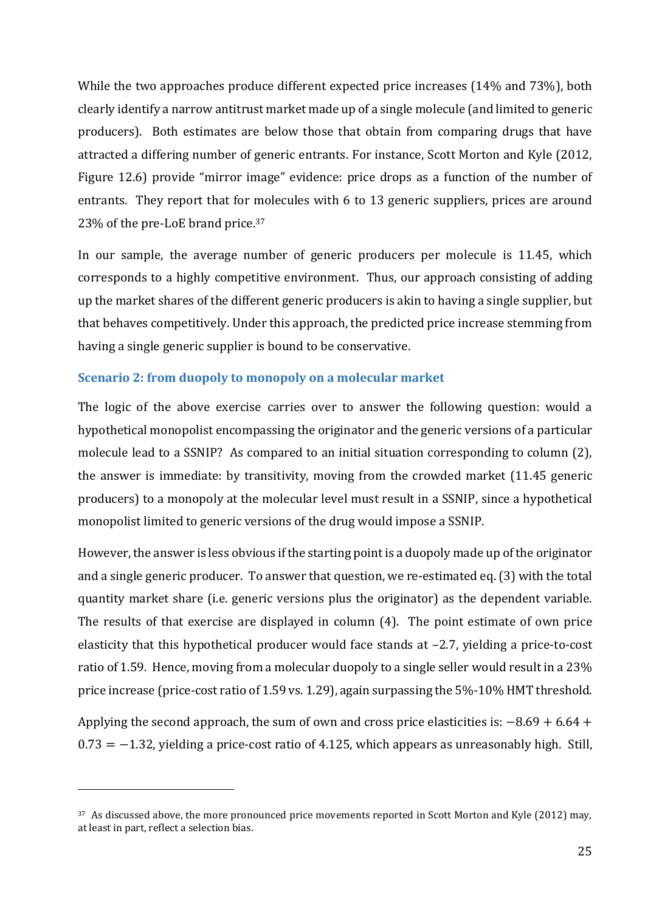While the two approaches produce different expected price increases (14% and 73%), both clearly identify a narrow antitrust market made up of a single molecule (and limited to generic producers). Both estimates are below those that obtain from comparing drugs that have attracted a differing number of generic entrants. For instance, Scott Morton and Kyle (2012, Figure 12.6) provide "mirror image" evidence: price drops as a function of the number of entrants. They report that for molecules with 6 to 13 generic suppliers, prices are around 23% of the pre-LoE brand price.[37]

In our sample, the average number of generic producers per molecule is 11.45, which corresponds to a highly competitive environment. Thus, our approach consisting of adding up the market shares of the different generic producers is akin to having a single supplier, but that behaves competitively. Under this approach, the predicted price increase stemming from having a single generic supplier is bound to be conservative.

### Scenario 2: from duopoly to monopoly on a molecular market

The logic of the above exercise carries over to answer the following question: would a hypothetical monopolist encompassing the originator and the generic versions of a particular molecule lead to a SSNIP? As compared to an initial situation corresponding to column (2), the answer is immediate: by transitivity, moving from the crowded market (11.45 generic producers) to a monopoly at the molecular level must result in a SSNIP, since a hypothetical monopolist limited to generic versions of the drug would impose a SSNIP.

However, the answer is less obvious if the starting point is a duopoly made up of the originator and a single generic producer. To answer that question, we re-estimated eq. (3) with the total quantity market share (i.e. generic versions plus the originator) as the dependent variable. The results of that exercise are displayed in column (4). The point estimate of own price elasticity that this hypothetical producer would face stands at –2.7, yielding a price-to-cost ratio of 1.59. Hence, moving from a molecular duopoly to a single seller would result in a 23% price increase (price-cost ratio of 1.59 vs. 1.29), again surpassing the 5%-10% HMT threshold.

Applying the second approach, the sum of own and cross price elasticities is: $-8.69 + 6.64 + 0.73 = -1.32$, yielding a price-cost ratio of 4.125, which appears as unreasonably high. Still,

---

[37] As discussed above, the more pronounced price movements reported in Scott Morton and Kyle (2012) may, at least in part, reflect a selection bias.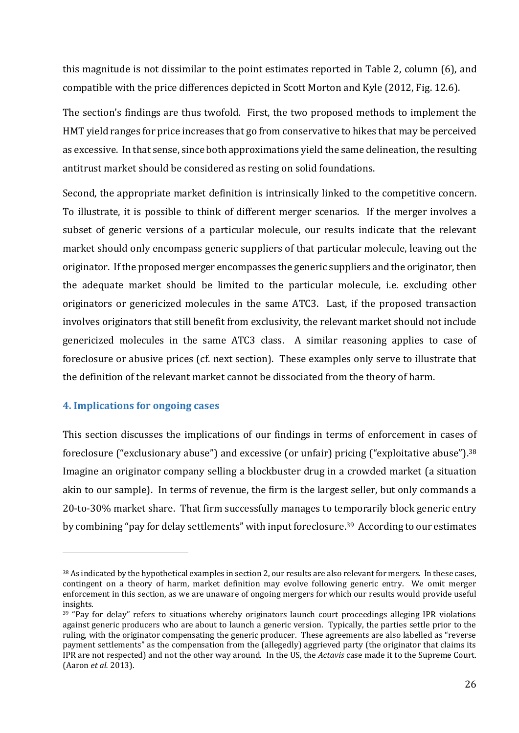this magnitude is not dissimilar to the point estimates reported in Table 2, column (6), and compatible with the price differences depicted in Scott Morton and Kyle (2012, Fig. 12.6).

The section's findings are thus twofold. First, the two proposed methods to implement the HMT yield ranges for price increases that go from conservative to hikes that may be perceived as excessive. In that sense, since both approximations yield the same delineation, the resulting antitrust market should be considered as resting on solid foundations.

Second, the appropriate market definition is intrinsically linked to the competitive concern. To illustrate, it is possible to think of different merger scenarios. If the merger involves a subset of generic versions of a particular molecule, our results indicate that the relevant market should only encompass generic suppliers of that particular molecule, leaving out the originator. If the proposed merger encompasses the generic suppliers and the originator, then the adequate market should be limited to the particular molecule, i.e. excluding other originators or genericized molecules in the same ATC3. Last, if the proposed transaction involves originators that still benefit from exclusivity, the relevant market should not include genericized molecules in the same ATC3 class. A similar reasoning applies to case of foreclosure or abusive prices (cf. next section). These examples only serve to illustrate that the definition of the relevant market cannot be dissociated from the theory of harm.

## 4. Implications for ongoing cases

This section discusses the implications of our findings in terms of enforcement in cases of foreclosure ("exclusionary abuse") and excessive (or unfair) pricing ("exploitative abuse").[38] Imagine an originator company selling a blockbuster drug in a crowded market (a situation akin to our sample). In terms of revenue, the firm is the largest seller, but only commands a 20-to-30% market share. That firm successfully manages to temporarily block generic entry by combining "pay for delay settlements" with input foreclosure.[39] According to our estimates

---

[38] As indicated by the hypothetical examples in section 2, our results are also relevant for mergers. In these cases, contingent on a theory of harm, market definition may evolve following generic entry. We omit merger enforcement in this section, as we are unaware of ongoing mergers for which our results would provide useful insights.

[39] "Pay for delay" refers to situations whereby originators launch court proceedings alleging IPR violations against generic producers who are about to launch a generic version. Typically, the parties settle prior to the ruling, with the originator compensating the generic producer. These agreements are also labelled as "reverse payment settlements" as the compensation from the (allegedly) aggrieved party (the originator that claims its IPR are not respected) and not the other way around. In the US, the *Actavis* case made it to the Supreme Court. (Aaron *et al.* 2013).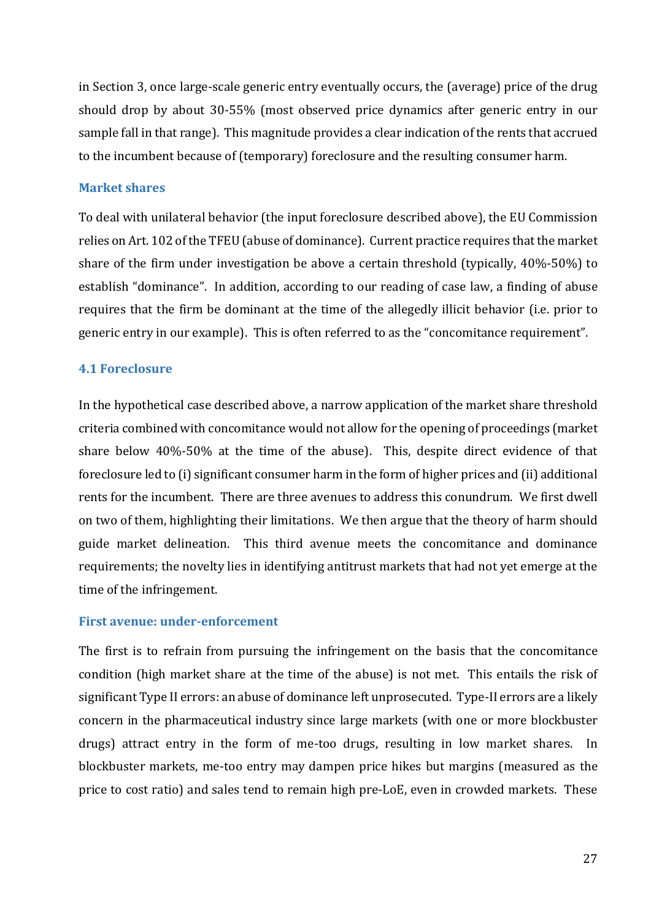in Section 3, once large-scale generic entry eventually occurs, the (average) price of the drug should drop by about 30-55% (most observed price dynamics after generic entry in our sample fall in that range). This magnitude provides a clear indication of the rents that accrued to the incumbent because of (temporary) foreclosure and the resulting consumer harm.

### Market shares

To deal with unilateral behavior (the input foreclosure described above), the EU Commission relies on Art. 102 of the TFEU (abuse of dominance). Current practice requires that the market share of the firm under investigation be above a certain threshold (typically, 40%-50%) to establish "dominance". In addition, according to our reading of case law, a finding of abuse requires that the firm be dominant at the time of the allegedly illicit behavior (i.e. prior to generic entry in our example). This is often referred to as the "concomitance requirement".

## 4.1 Foreclosure

In the hypothetical case described above, a narrow application of the market share threshold criteria combined with concomitance would not allow for the opening of proceedings (market share below 40%-50% at the time of the abuse). This, despite direct evidence of that foreclosure led to (i) significant consumer harm in the form of higher prices and (ii) additional rents for the incumbent. There are three avenues to address this conundrum. We first dwell on two of them, highlighting their limitations. We then argue that the theory of harm should guide market delineation. This third avenue meets the concomitance and dominance requirements; the novelty lies in identifying antitrust markets that had not yet emerge at the time of the infringement.

### First avenue: under-enforcement

The first is to refrain from pursuing the infringement on the basis that the concomitance condition (high market share at the time of the abuse) is not met. This entails the risk of significant Type II errors: an abuse of dominance left unprosecuted. Type-II errors are a likely concern in the pharmaceutical industry since large markets (with one or more blockbuster drugs) attract entry in the form of me-too drugs, resulting in low market shares. In blockbuster markets, me-too entry may dampen price hikes but margins (measured as the price to cost ratio) and sales tend to remain high pre-LoE, even in crowded markets. These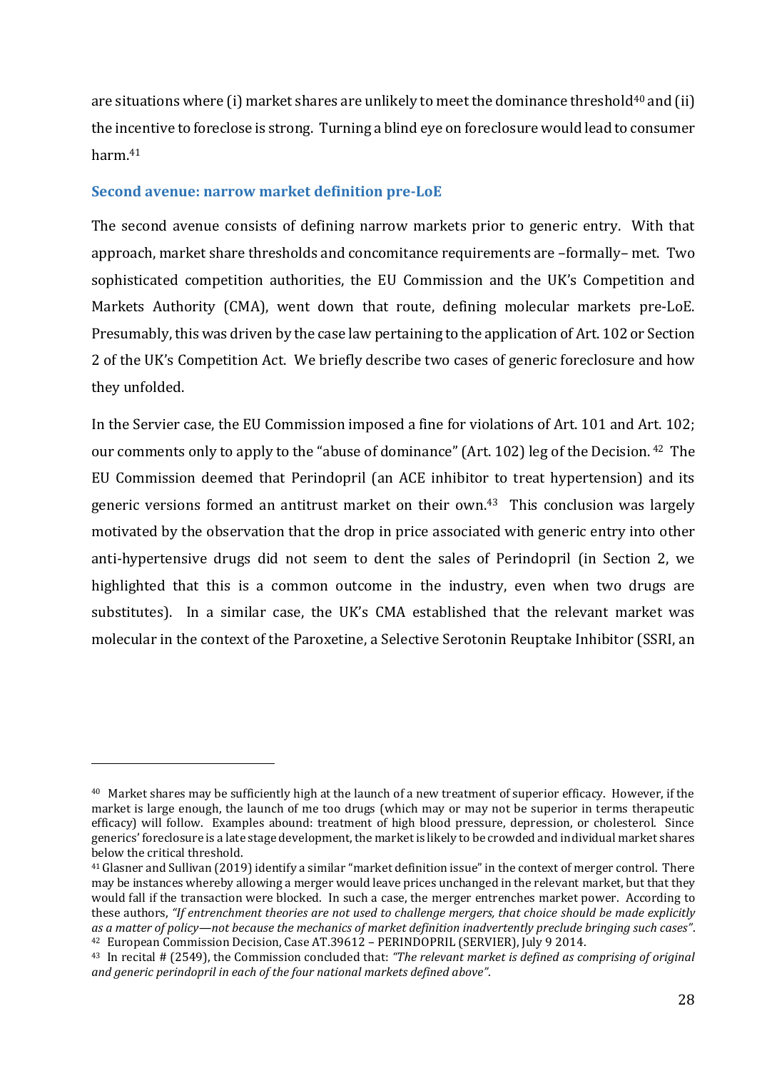are situations where (i) market shares are unlikely to meet the dominance threshold[40] and (ii) the incentive to foreclose is strong. Turning a blind eye on foreclosure would lead to consumer harm.[41]

### Second avenue: narrow market definition pre-LoE

The second avenue consists of defining narrow markets prior to generic entry. With that approach, market share thresholds and concomitance requirements are –formally– met. Two sophisticated competition authorities, the EU Commission and the UK's Competition and Markets Authority (CMA), went down that route, defining molecular markets pre-LoE. Presumably, this was driven by the case law pertaining to the application of Art. 102 or Section 2 of the UK's Competition Act. We briefly describe two cases of generic foreclosure and how they unfolded.

In the Servier case, the EU Commission imposed a fine for violations of Art. 101 and Art. 102; our comments only to apply to the "abuse of dominance" (Art. 102) leg of the Decision.[42] The EU Commission deemed that Perindopril (an ACE inhibitor to treat hypertension) and its generic versions formed an antitrust market on their own.[43] This conclusion was largely motivated by the observation that the drop in price associated with generic entry into other anti-hypertensive drugs did not seem to dent the sales of Perindopril (in Section 2, we highlighted that this is a common outcome in the industry, even when two drugs are substitutes). In a similar case, the UK's CMA established that the relevant market was molecular in the context of the Paroxetine, a Selective Serotonin Reuptake Inhibitor (SSRI, an

---

[40] Market shares may be sufficiently high at the launch of a new treatment of superior efficacy. However, if the market is large enough, the launch of me too drugs (which may or may not be superior in terms therapeutic efficacy) will follow. Examples abound: treatment of high blood pressure, depression, or cholesterol. Since generics' foreclosure is a late stage development, the market is likely to be crowded and individual market shares below the critical threshold.

[41] Glasner and Sullivan (2019) identify a similar "market definition issue" in the context of merger control. There may be instances whereby allowing a merger would leave prices unchanged in the relevant market, but that they would fall if the transaction were blocked. In such a case, the merger entrenches market power. According to these authors, *"If entrenchment theories are not used to challenge mergers, that choice should be made explicitly as a matter of policy—not because the mechanics of market definition inadvertently preclude bringing such cases"*.

[42] European Commission Decision, Case AT.39612 – PERINDOPRIL (SERVIER), July 9 2014.

[43] In recital # (2549), the Commission concluded that: *"The relevant market is defined as comprising of original and generic perindopril in each of the four national markets defined above"*.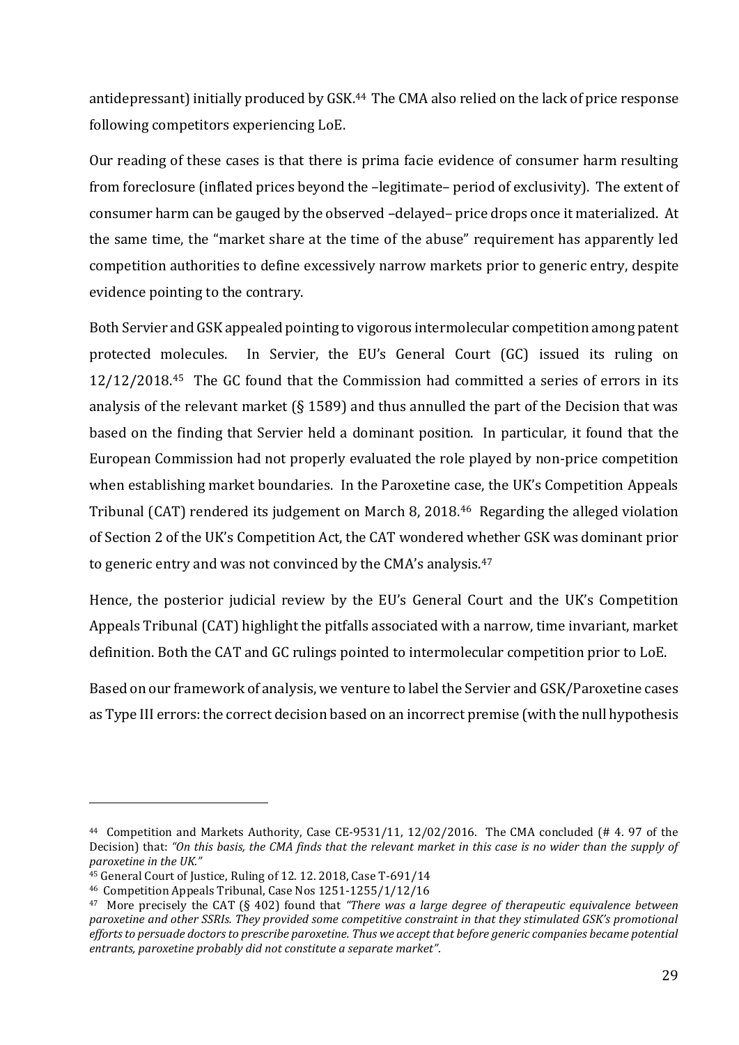antidepressant) initially produced by GSK.[44] The CMA also relied on the lack of price response following competitors experiencing LoE.

Our reading of these cases is that there is prima facie evidence of consumer harm resulting from foreclosure (inflated prices beyond the –legitimate– period of exclusivity). The extent of consumer harm can be gauged by the observed –delayed– price drops once it materialized. At the same time, the "market share at the time of the abuse" requirement has apparently led competition authorities to define excessively narrow markets prior to generic entry, despite evidence pointing to the contrary.

Both Servier and GSK appealed pointing to vigorous intermolecular competition among patent protected molecules. In Servier, the EU's General Court (GC) issued its ruling on 12/12/2018.[45] The GC found that the Commission had committed a series of errors in its analysis of the relevant market (§ 1589) and thus annulled the part of the Decision that was based on the finding that Servier held a dominant position. In particular, it found that the European Commission had not properly evaluated the role played by non-price competition when establishing market boundaries. In the Paroxetine case, the UK's Competition Appeals Tribunal (CAT) rendered its judgement on March 8, 2018.[46] Regarding the alleged violation of Section 2 of the UK's Competition Act, the CAT wondered whether GSK was dominant prior to generic entry and was not convinced by the CMA's analysis.[47]

Hence, the posterior judicial review by the EU's General Court and the UK's Competition Appeals Tribunal (CAT) highlight the pitfalls associated with a narrow, time invariant, market definition. Both the CAT and GC rulings pointed to intermolecular competition prior to LoE.

Based on our framework of analysis, we venture to label the Servier and GSK/Paroxetine cases as Type III errors: the correct decision based on an incorrect premise (with the null hypothesis

---

[44] Competition and Markets Authority, Case CE-9531/11, 12/02/2016. The CMA concluded (# 4. 97 of the Decision) that: *"On this basis, the CMA finds that the relevant market in this case is no wider than the supply of paroxetine in the UK."*

[45] General Court of Justice, Ruling of 12. 12. 2018, Case T-691/14

[46] Competition Appeals Tribunal, Case Nos 1251-1255/1/12/16

[47] More precisely the CAT (§ 402) found that *"There was a large degree of therapeutic equivalence between paroxetine and other SSRIs. They provided some competitive constraint in that they stimulated GSK's promotional efforts to persuade doctors to prescribe paroxetine. Thus we accept that before generic companies became potential entrants, paroxetine probably did not constitute a separate market"*.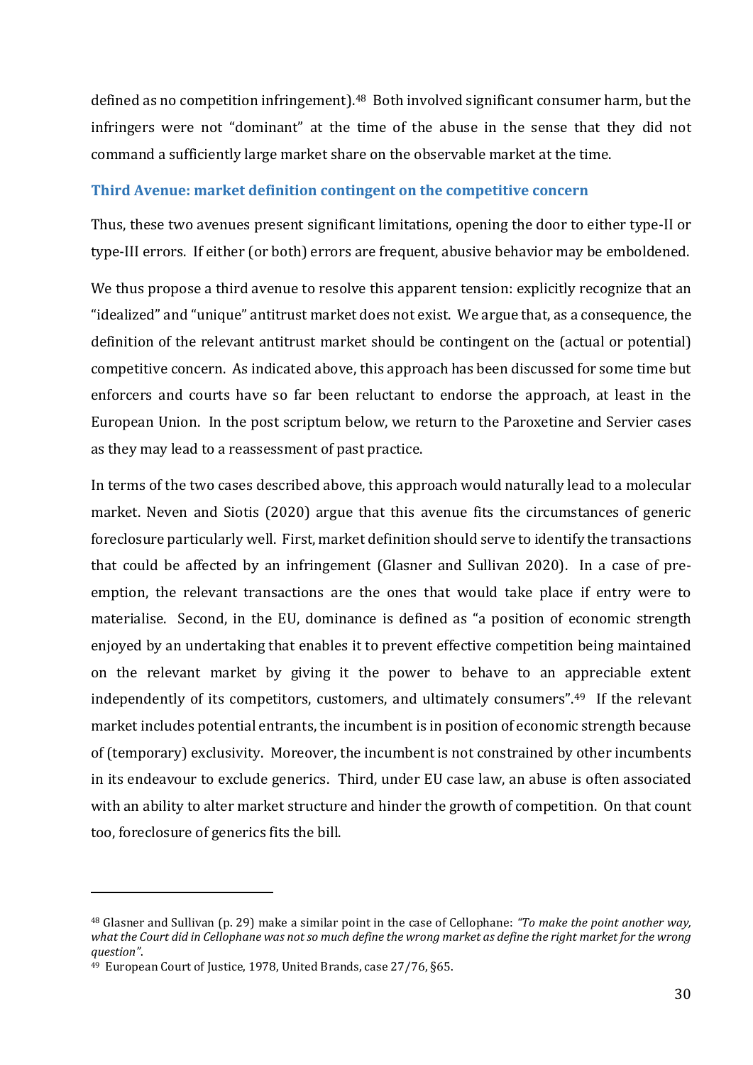defined as no competition infringement).[48] Both involved significant consumer harm, but the infringers were not "dominant" at the time of the abuse in the sense that they did not command a sufficiently large market share on the observable market at the time.

### Third Avenue: market definition contingent on the competitive concern

Thus, these two avenues present significant limitations, opening the door to either type-II or type-III errors. If either (or both) errors are frequent, abusive behavior may be emboldened.

We thus propose a third avenue to resolve this apparent tension: explicitly recognize that an "idealized" and "unique" antitrust market does not exist. We argue that, as a consequence, the definition of the relevant antitrust market should be contingent on the (actual or potential) competitive concern. As indicated above, this approach has been discussed for some time but enforcers and courts have so far been reluctant to endorse the approach, at least in the European Union. In the post scriptum below, we return to the Paroxetine and Servier cases as they may lead to a reassessment of past practice.

In terms of the two cases described above, this approach would naturally lead to a molecular market. Neven and Siotis (2020) argue that this avenue fits the circumstances of generic foreclosure particularly well. First, market definition should serve to identify the transactions that could be affected by an infringement (Glasner and Sullivan 2020). In a case of pre-emption, the relevant transactions are the ones that would take place if entry were to materialise. Second, in the EU, dominance is defined as "a position of economic strength enjoyed by an undertaking that enables it to prevent effective competition being maintained on the relevant market by giving it the power to behave to an appreciable extent independently of its competitors, customers, and ultimately consumers".[49] If the relevant market includes potential entrants, the incumbent is in position of economic strength because of (temporary) exclusivity. Moreover, the incumbent is not constrained by other incumbents in its endeavour to exclude generics. Third, under EU case law, an abuse is often associated with an ability to alter market structure and hinder the growth of competition. On that count too, foreclosure of generics fits the bill.

---

[48] Glasner and Sullivan (p. 29) make a similar point in the case of Cellophane: *"To make the point another way, what the Court did in Cellophane was not so much define the wrong market as define the right market for the wrong question"*.

[49] European Court of Justice, 1978, United Brands, case 27/76, §65.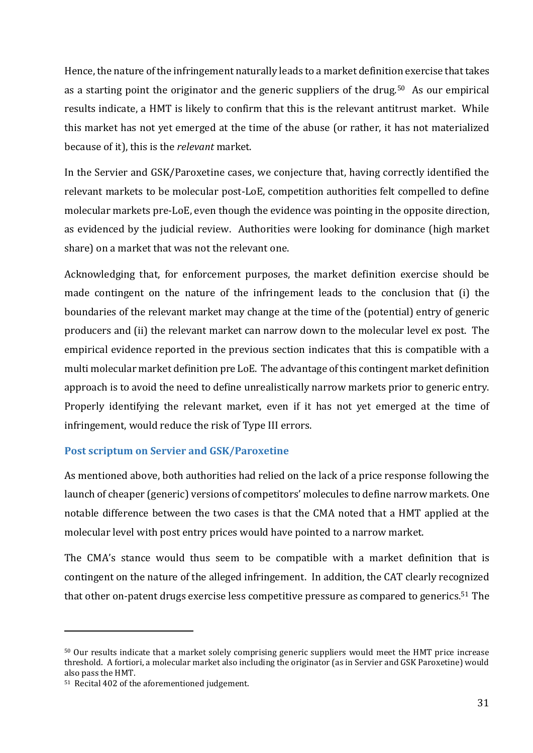Hence, the nature of the infringement naturally leads to a market definition exercise that takes as a starting point the originator and the generic suppliers of the drug.[50] As our empirical results indicate, a HMT is likely to confirm that this is the relevant antitrust market. While this market has not yet emerged at the time of the abuse (or rather, it has not materialized because of it), this is the *relevant* market.

In the Servier and GSK/Paroxetine cases, we conjecture that, having correctly identified the relevant markets to be molecular post-LoE, competition authorities felt compelled to define molecular markets pre-LoE, even though the evidence was pointing in the opposite direction, as evidenced by the judicial review. Authorities were looking for dominance (high market share) on a market that was not the relevant one.

Acknowledging that, for enforcement purposes, the market definition exercise should be made contingent on the nature of the infringement leads to the conclusion that (i) the boundaries of the relevant market may change at the time of the (potential) entry of generic producers and (ii) the relevant market can narrow down to the molecular level ex post. The empirical evidence reported in the previous section indicates that this is compatible with a multi molecular market definition pre LoE. The advantage of this contingent market definition approach is to avoid the need to define unrealistically narrow markets prior to generic entry. Properly identifying the relevant market, even if it has not yet emerged at the time of infringement, would reduce the risk of Type III errors.

### Post scriptum on Servier and GSK/Paroxetine

As mentioned above, both authorities had relied on the lack of a price response following the launch of cheaper (generic) versions of competitors' molecules to define narrow markets. One notable difference between the two cases is that the CMA noted that a HMT applied at the molecular level with post entry prices would have pointed to a narrow market.

The CMA's stance would thus seem to be compatible with a market definition that is contingent on the nature of the alleged infringement. In addition, the CAT clearly recognized that other on-patent drugs exercise less competitive pressure as compared to generics.[51] The

---

[50] Our results indicate that a market solely comprising generic suppliers would meet the HMT price increase threshold. A fortiori, a molecular market also including the originator (as in Servier and GSK Paroxetine) would also pass the HMT.

[51] Recital 402 of the aforementioned judgement.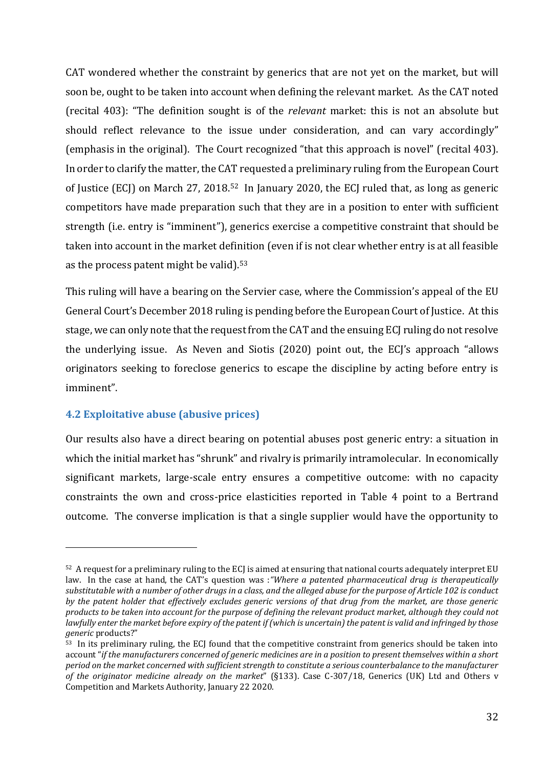CAT wondered whether the constraint by generics that are not yet on the market, but will soon be, ought to be taken into account when defining the relevant market. As the CAT noted (recital 403): "The definition sought is of the *relevant* market: this is not an absolute but should reflect relevance to the issue under consideration, and can vary accordingly" (emphasis in the original). The Court recognized "that this approach is novel" (recital 403). In order to clarify the matter, the CAT requested a preliminary ruling from the European Court of Justice (ECJ) on March 27, 2018.[52] In January 2020, the ECJ ruled that, as long as generic competitors have made preparation such that they are in a position to enter with sufficient strength (i.e. entry is "imminent"), generics exercise a competitive constraint that should be taken into account in the market definition (even if is not clear whether entry is at all feasible as the process patent might be valid).[53]

This ruling will have a bearing on the Servier case, where the Commission's appeal of the EU General Court's December 2018 ruling is pending before the European Court of Justice. At this stage, we can only note that the request from the CAT and the ensuing ECJ ruling do not resolve the underlying issue. As Neven and Siotis (2020) point out, the ECJ's approach "allows originators seeking to foreclose generics to escape the discipline by acting before entry is imminent".

### 4.2 Exploitative abuse (abusive prices)

Our results also have a direct bearing on potential abuses post generic entry: a situation in which the initial market has "shrunk" and rivalry is primarily intramolecular. In economically significant markets, large-scale entry ensures a competitive outcome: with no capacity constraints the own and cross-price elasticities reported in Table 4 point to a Bertrand outcome. The converse implication is that a single supplier would have the opportunity to

---

[52] A request for a preliminary ruling to the ECJ is aimed at ensuring that national courts adequately interpret EU law. In the case at hand, the CAT's question was :*"Where a patented pharmaceutical drug is therapeutically substitutable with a number of other drugs in a class, and the alleged abuse for the purpose of Article 102 is conduct by the patent holder that effectively excludes generic versions of that drug from the market, are those generic products to be taken into account for the purpose of defining the relevant product market, although they could not lawfully enter the market before expiry of the patent if (which is uncertain) the patent is valid and infringed by those generic* products?"

[53] In its preliminary ruling, the ECJ found that the competitive constraint from generics should be taken into account "*if the manufacturers concerned of generic medicines are in a position to present themselves within a short period on the market concerned with sufficient strength to constitute a serious counterbalance to the manufacturer of the originator medicine already on the market*" (§133). Case C-307/18, Generics (UK) Ltd and Others v Competition and Markets Authority, January 22 2020.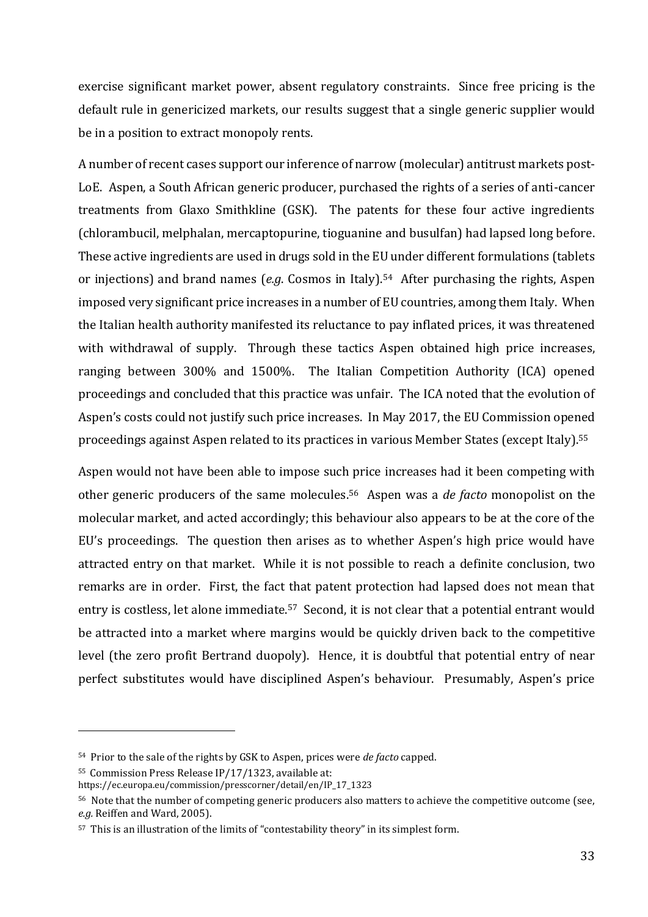exercise significant market power, absent regulatory constraints. Since free pricing is the default rule in genericized markets, our results suggest that a single generic supplier would be in a position to extract monopoly rents.

A number of recent cases support our inference of narrow (molecular) antitrust markets post-LoE. Aspen, a South African generic producer, purchased the rights of a series of anti-cancer treatments from Glaxo Smithkline (GSK). The patents for these four active ingredients (chlorambucil, melphalan, mercaptopurine, tioguanine and busulfan) had lapsed long before. These active ingredients are used in drugs sold in the EU under different formulations (tablets or injections) and brand names (*e.g.* Cosmos in Italy).[54] After purchasing the rights, Aspen imposed very significant price increases in a number of EU countries, among them Italy. When the Italian health authority manifested its reluctance to pay inflated prices, it was threatened with withdrawal of supply. Through these tactics Aspen obtained high price increases, ranging between 300% and 1500%. The Italian Competition Authority (ICA) opened proceedings and concluded that this practice was unfair. The ICA noted that the evolution of Aspen's costs could not justify such price increases. In May 2017, the EU Commission opened proceedings against Aspen related to its practices in various Member States (except Italy).[55]

Aspen would not have been able to impose such price increases had it been competing with other generic producers of the same molecules.[56] Aspen was a *de facto* monopolist on the molecular market, and acted accordingly; this behaviour also appears to be at the core of the EU's proceedings. The question then arises as to whether Aspen's high price would have attracted entry on that market. While it is not possible to reach a definite conclusion, two remarks are in order. First, the fact that patent protection had lapsed does not mean that entry is costless, let alone immediate.[57] Second, it is not clear that a potential entrant would be attracted into a market where margins would be quickly driven back to the competitive level (the zero profit Bertrand duopoly). Hence, it is doubtful that potential entry of near perfect substitutes would have disciplined Aspen's behaviour. Presumably, Aspen's price

---

[54] Prior to the sale of the rights by GSK to Aspen, prices were *de facto* capped.

[55] Commission Press Release IP/17/1323, available at: https://ec.europa.eu/commission/presscorner/detail/en/IP_17_1323

[56] Note that the number of competing generic producers also matters to achieve the competitive outcome (see, *e.g.* Reiffen and Ward, 2005).

[57] This is an illustration of the limits of "contestability theory" in its simplest form.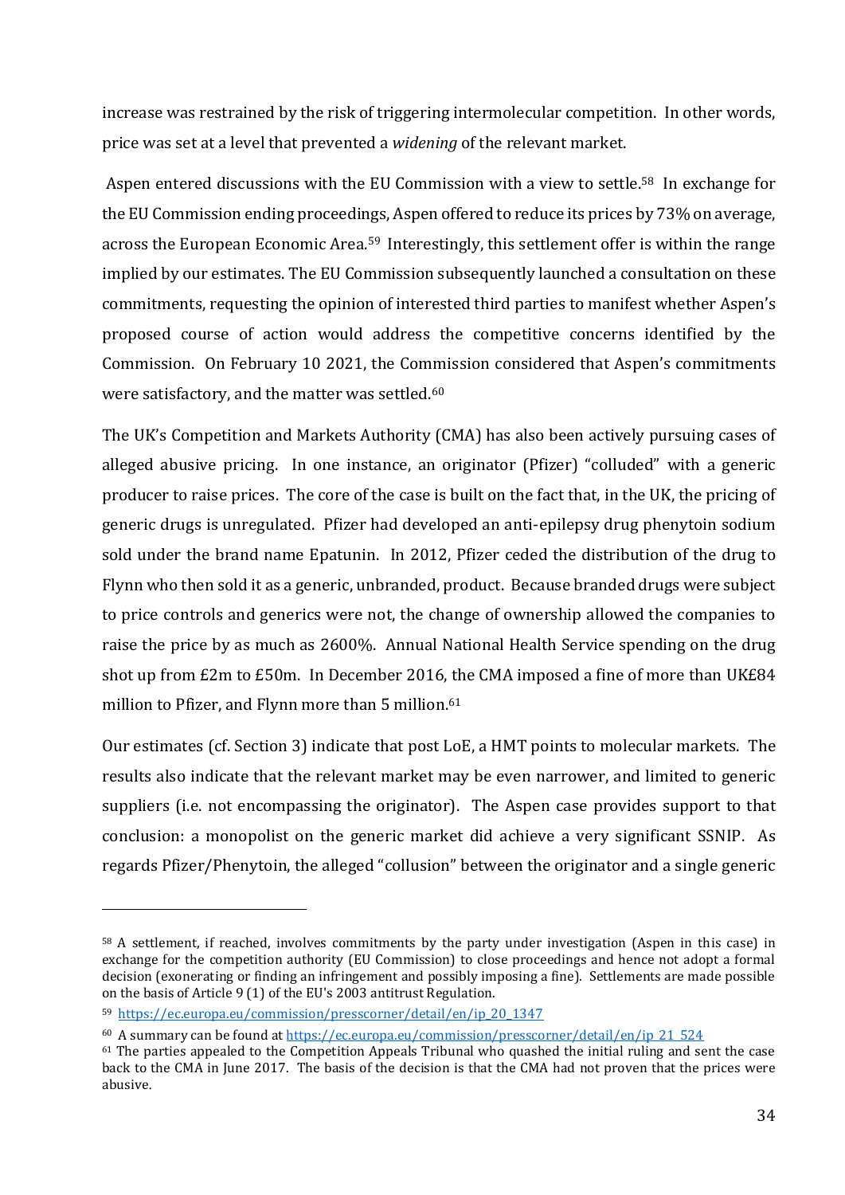increase was restrained by the risk of triggering intermolecular competition. In other words, price was set at a level that prevented a *widening* of the relevant market.

Aspen entered discussions with the EU Commission with a view to settle.[58] In exchange for the EU Commission ending proceedings, Aspen offered to reduce its prices by 73% on average, across the European Economic Area.[59] Interestingly, this settlement offer is within the range implied by our estimates. The EU Commission subsequently launched a consultation on these commitments, requesting the opinion of interested third parties to manifest whether Aspen's proposed course of action would address the competitive concerns identified by the Commission. On February 10 2021, the Commission considered that Aspen's commitments were satisfactory, and the matter was settled.[60]

The UK's Competition and Markets Authority (CMA) has also been actively pursuing cases of alleged abusive pricing. In one instance, an originator (Pfizer) "colluded" with a generic producer to raise prices. The core of the case is built on the fact that, in the UK, the pricing of generic drugs is unregulated. Pfizer had developed an anti-epilepsy drug phenytoin sodium sold under the brand name Epatunin. In 2012, Pfizer ceded the distribution of the drug to Flynn who then sold it as a generic, unbranded, product. Because branded drugs were subject to price controls and generics were not, the change of ownership allowed the companies to raise the price by as much as 2600%. Annual National Health Service spending on the drug shot up from £2m to £50m. In December 2016, the CMA imposed a fine of more than UK£84 million to Pfizer, and Flynn more than 5 million.[61]

Our estimates (cf. Section 3) indicate that post LoE, a HMT points to molecular markets. The results also indicate that the relevant market may be even narrower, and limited to generic suppliers (i.e. not encompassing the originator). The Aspen case provides support to that conclusion: a monopolist on the generic market did achieve a very significant SSNIP. As regards Pfizer/Phenytoin, the alleged "collusion" between the originator and a single generic

---

[58] A settlement, if reached, involves commitments by the party under investigation (Aspen in this case) in exchange for the competition authority (EU Commission) to close proceedings and hence not adopt a formal decision (exonerating or finding an infringement and possibly imposing a fine). Settlements are made possible on the basis of Article 9 (1) of the EU's 2003 antitrust Regulation.

[59] https://ec.europa.eu/commission/presscorner/detail/en/ip_20_1347

[60] A summary can be found at https://ec.europa.eu/commission/presscorner/detail/en/ip_21_524

[61] The parties appealed to the Competition Appeals Tribunal who quashed the initial ruling and sent the case back to the CMA in June 2017. The basis of the decision is that the CMA had not proven that the prices were abusive.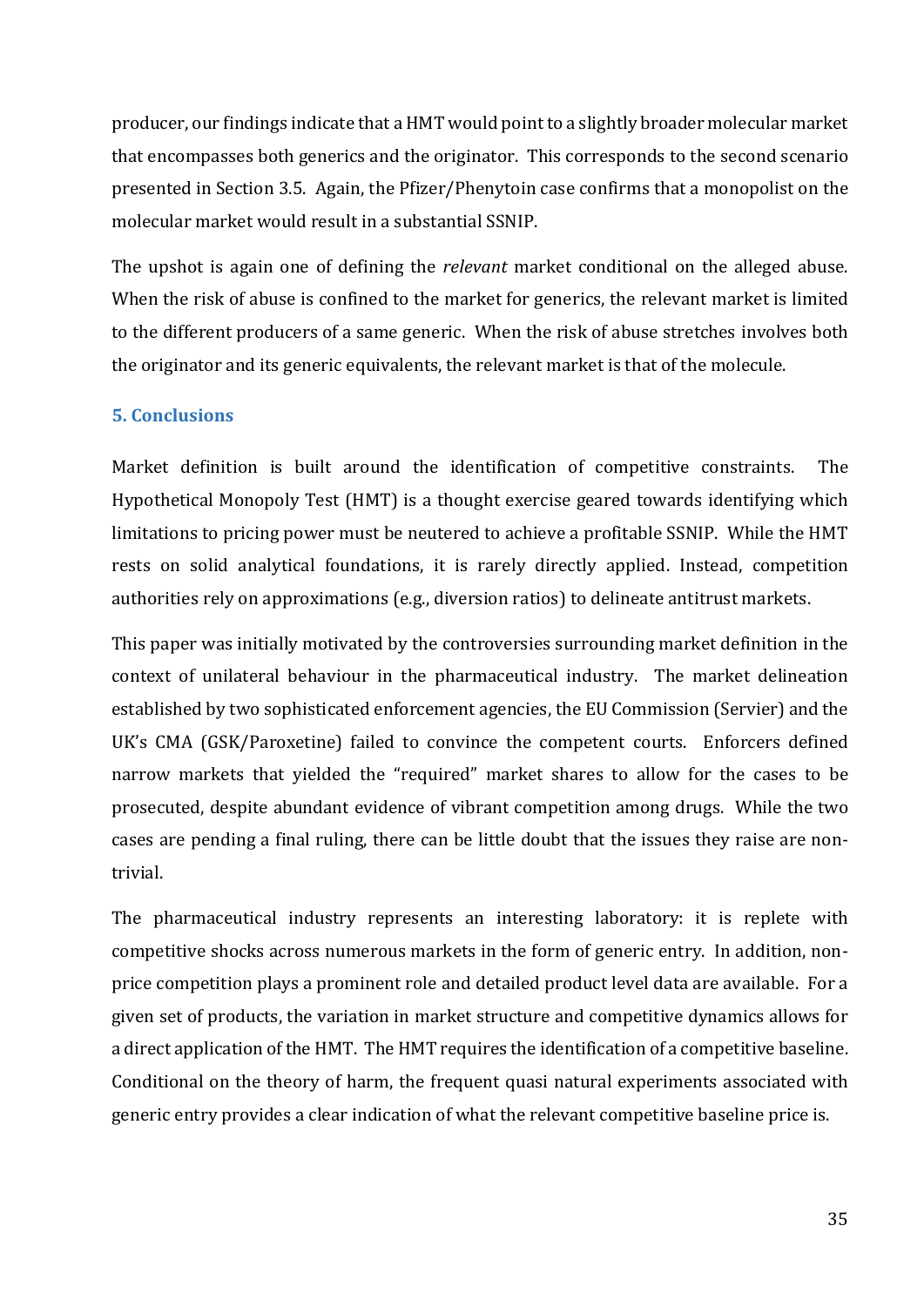producer, our findings indicate that a HMT would point to a slightly broader molecular market that encompasses both generics and the originator. This corresponds to the second scenario presented in Section 3.5. Again, the Pfizer/Phenytoin case confirms that a monopolist on the molecular market would result in a substantial SSNIP.

The upshot is again one of defining the *relevant* market conditional on the alleged abuse. When the risk of abuse is confined to the market for generics, the relevant market is limited to the different producers of a same generic. When the risk of abuse stretches involves both the originator and its generic equivalents, the relevant market is that of the molecule.

## 5. Conclusions

Market definition is built around the identification of competitive constraints. The Hypothetical Monopoly Test (HMT) is a thought exercise geared towards identifying which limitations to pricing power must be neutered to achieve a profitable SSNIP. While the HMT rests on solid analytical foundations, it is rarely directly applied. Instead, competition authorities rely on approximations (e.g., diversion ratios) to delineate antitrust markets.

This paper was initially motivated by the controversies surrounding market definition in the context of unilateral behaviour in the pharmaceutical industry. The market delineation established by two sophisticated enforcement agencies, the EU Commission (Servier) and the UK's CMA (GSK/Paroxetine) failed to convince the competent courts. Enforcers defined narrow markets that yielded the "required" market shares to allow for the cases to be prosecuted, despite abundant evidence of vibrant competition among drugs. While the two cases are pending a final ruling, there can be little doubt that the issues they raise are non-trivial.

The pharmaceutical industry represents an interesting laboratory: it is replete with competitive shocks across numerous markets in the form of generic entry. In addition, non-price competition plays a prominent role and detailed product level data are available. For a given set of products, the variation in market structure and competitive dynamics allows for a direct application of the HMT. The HMT requires the identification of a competitive baseline. Conditional on the theory of harm, the frequent quasi natural experiments associated with generic entry provides a clear indication of what the relevant competitive baseline price is.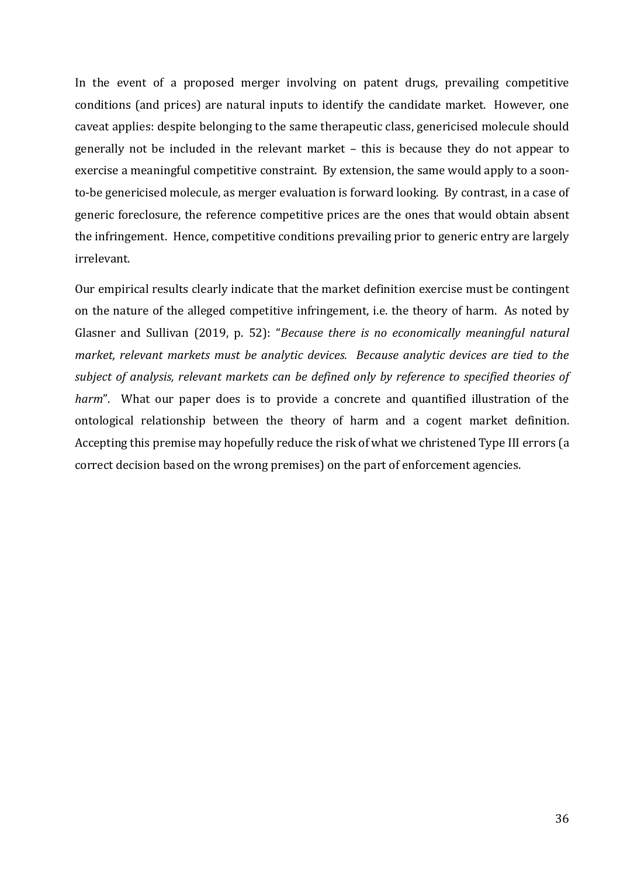In the event of a proposed merger involving on patent drugs, prevailing competitive conditions (and prices) are natural inputs to identify the candidate market. However, one caveat applies: despite belonging to the same therapeutic class, genericised molecule should generally not be included in the relevant market – this is because they do not appear to exercise a meaningful competitive constraint. By extension, the same would apply to a soon-to-be genericised molecule, as merger evaluation is forward looking. By contrast, in a case of generic foreclosure, the reference competitive prices are the ones that would obtain absent the infringement. Hence, competitive conditions prevailing prior to generic entry are largely irrelevant.

Our empirical results clearly indicate that the market definition exercise must be contingent on the nature of the alleged competitive infringement, i.e. the theory of harm. As noted by Glasner and Sullivan (2019, p. 52): "*Because there is no economically meaningful natural market, relevant markets must be analytic devices. Because analytic devices are tied to the subject of analysis, relevant markets can be defined only by reference to specified theories of harm*". What our paper does is to provide a concrete and quantified illustration of the ontological relationship between the theory of harm and a cogent market definition. Accepting this premise may hopefully reduce the risk of what we christened Type III errors (a correct decision based on the wrong premises) on the part of enforcement agencies.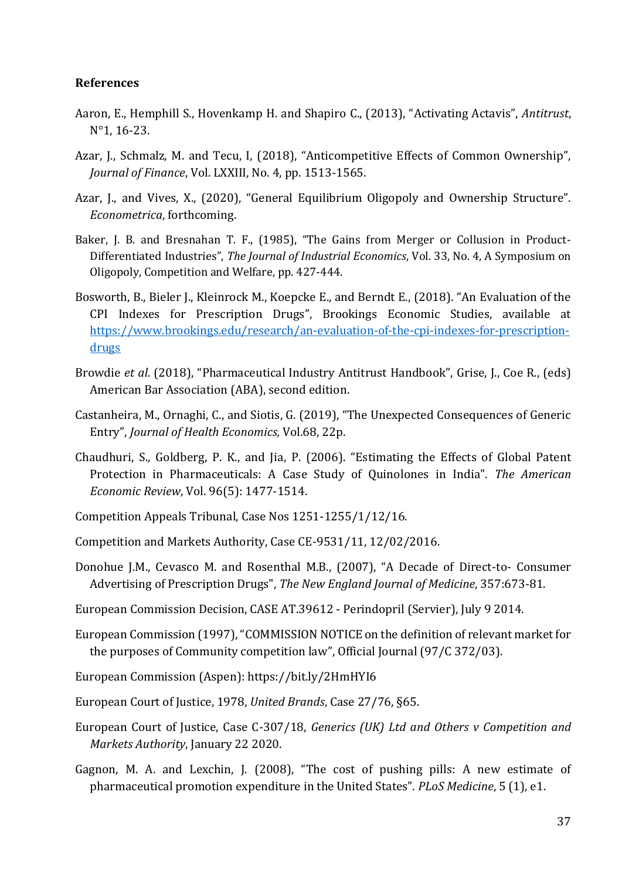**References**

Aaron, E., Hemphill S., Hovenkamp H. and Shapiro C., (2013), "Activating Actavis", *Antitrust*, N°1, 16-23.

Azar, J., Schmalz, M. and Tecu, I, (2018), "Anticompetitive Effects of Common Ownership", *Journal of Finance*, Vol. LXXIII, No. 4, pp. 1513-1565.

Azar, J., and Vives, X., (2020), "General Equilibrium Oligopoly and Ownership Structure". *Econometrica*, forthcoming.

Baker, J. B. and Bresnahan T. F., (1985), "The Gains from Merger or Collusion in Product-Differentiated Industries", *The Journal of Industrial Economics*, Vol. 33, No. 4, A Symposium on Oligopoly, Competition and Welfare, pp. 427-444.

Bosworth, B., Bieler J., Kleinrock M., Koepcke E., and Berndt E., (2018). "An Evaluation of the CPI Indexes for Prescription Drugs", Brookings Economic Studies, available at https://www.brookings.edu/research/an-evaluation-of-the-cpi-indexes-for-prescription-drugs

Browdie *et al.* (2018), "Pharmaceutical Industry Antitrust Handbook", Grise, J., Coe R., (eds) American Bar Association (ABA), second edition.

Castanheira, M., Ornaghi, C., and Siotis, G. (2019), "The Unexpected Consequences of Generic Entry", *Journal of Health Economics,* Vol.68, 22p.

Chaudhuri, S., Goldberg, P. K., and Jia, P. (2006). "Estimating the Effects of Global Patent Protection in Pharmaceuticals: A Case Study of Quinolones in India". *The American Economic Review*, Vol. 96(5): 1477-1514.

Competition Appeals Tribunal, Case Nos 1251-1255/1/12/16.

Competition and Markets Authority, Case CE-9531/11, 12/02/2016.

Donohue J.M., Cevasco M. and Rosenthal M.B., (2007), "A Decade of Direct-to- Consumer Advertising of Prescription Drugs", *The New England Journal of Medicine*, 357:673-81.

European Commission Decision, CASE AT.39612 - Perindopril (Servier), July 9 2014.

European Commission (1997), "COMMISSION NOTICE on the definition of relevant market for the purposes of Community competition law", Official Journal (97/C 372/03).

European Commission (Aspen): https://bit.ly/2HmHYI6

European Court of Justice, 1978, *United Brands*, Case 27/76, §65.

European Court of Justice, Case C-307/18, *Generics (UK) Ltd and Others v Competition and Markets Authority*, January 22 2020.

Gagnon, M. A. and Lexchin, J. (2008), "The cost of pushing pills: A new estimate of pharmaceutical promotion expenditure in the United States". *PLoS Medicine*, 5 (1), e1.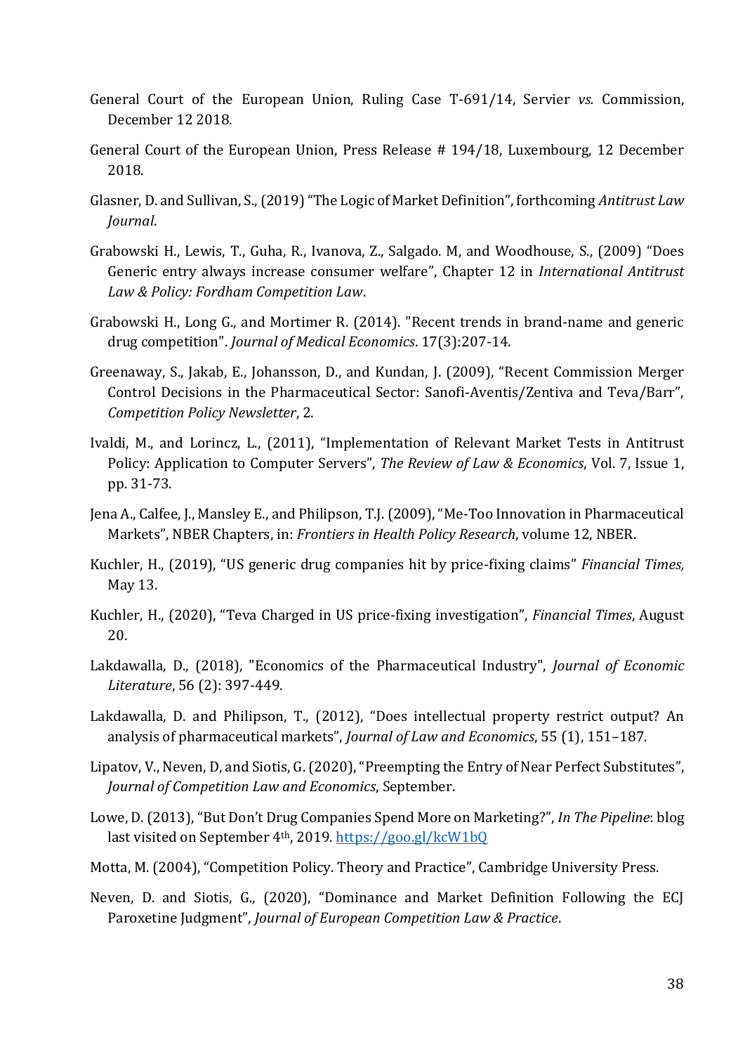General Court of the European Union, Ruling Case T-691/14, Servier *vs.* Commission, December 12 2018.

General Court of the European Union, Press Release # 194/18, Luxembourg, 12 December 2018.

Glasner, D. and Sullivan, S., (2019) "The Logic of Market Definition", forthcoming *Antitrust Law Journal*.

Grabowski H., Lewis, T., Guha, R., Ivanova, Z., Salgado. M, and Woodhouse, S., (2009) "Does Generic entry always increase consumer welfare", Chapter 12 in *International Antitrust Law & Policy: Fordham Competition Law*.

Grabowski H., Long G., and Mortimer R. (2014). "Recent trends in brand-name and generic drug competition". *Journal of Medical Economics*. 17(3):207-14.

Greenaway, S., Jakab, E., Johansson, D., and Kundan, J. (2009), "Recent Commission Merger Control Decisions in the Pharmaceutical Sector: Sanofi-Aventis/Zentiva and Teva/Barr", *Competition Policy Newsletter*, 2.

Ivaldi, M., and Lorincz, L., (2011), "Implementation of Relevant Market Tests in Antitrust Policy: Application to Computer Servers", *The Review of Law & Economics*, Vol. 7, Issue 1, pp. 31-73.

Jena A., Calfee, J., Mansley E., and Philipson, T.J. (2009), "Me-Too Innovation in Pharmaceutical Markets", NBER Chapters, in: *Frontiers in Health Policy Research*, volume 12, NBER.

Kuchler, H., (2019), "US generic drug companies hit by price-fixing claims" *Financial Times,* May 13.

Kuchler, H., (2020), "Teva Charged in US price-fixing investigation", *Financial Times*, August 20.

Lakdawalla, D., (2018), "Economics of the Pharmaceutical Industry", *Journal of Economic Literature*, 56 (2): 397-449.

Lakdawalla, D. and Philipson, T., (2012), "Does intellectual property restrict output? An analysis of pharmaceutical markets", *Journal of Law and Economics*, 55 (1), 151–187.

Lipatov, V., Neven, D, and Siotis, G. (2020), "Preempting the Entry of Near Perfect Substitutes", *Journal of Competition Law and Economics*, September.

Lowe, D. (2013), "But Don't Drug Companies Spend More on Marketing?", *In The Pipeline*: blog last visited on September 4th, 2019*.* [https://goo.gl/kcW1bQ](https://goo.gl/kcW1bQ)

Motta, M. (2004), "Competition Policy. Theory and Practice", Cambridge University Press.

Neven, D. and Siotis, G., (2020), "Dominance and Market Definition Following the ECJ Paroxetine Judgment", *Journal of European Competition Law & Practice*.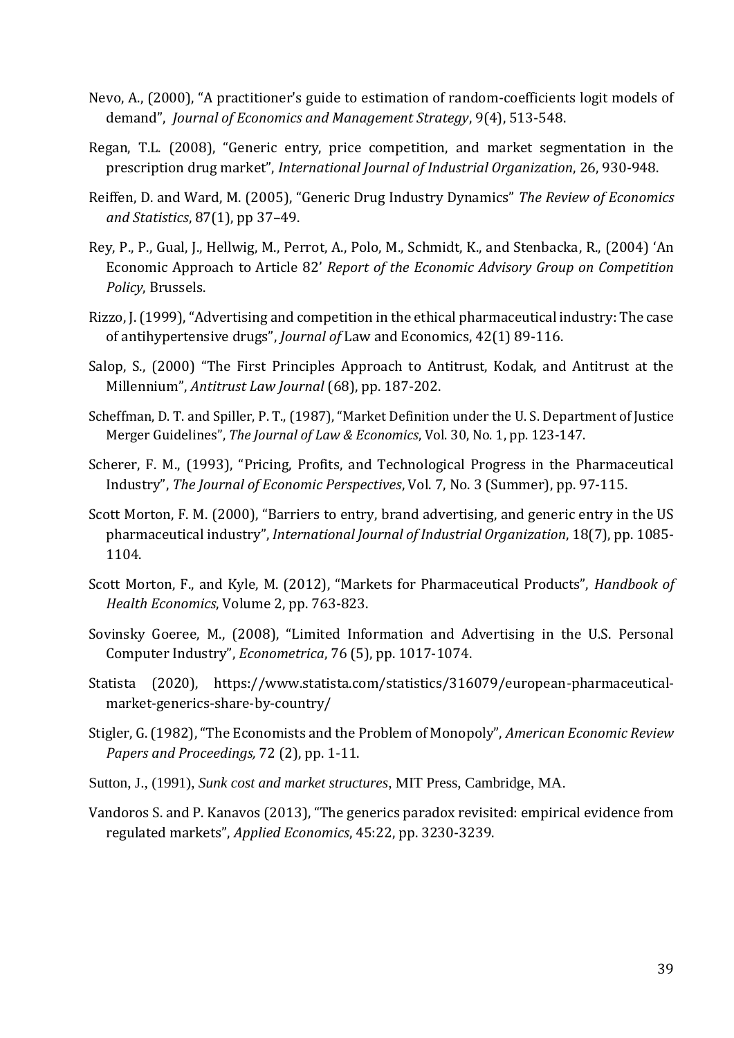Nevo, A., (2000), “A practitioner's guide to estimation of random-coefficients logit models of demand”, *Journal of Economics and Management Strategy*, 9(4), 513-548.

Regan, T.L. (2008), “Generic entry, price competition, and market segmentation in the prescription drug market”, *International Journal of Industrial Organization*, 26, 930-948.

Reiffen, D. and Ward, M. (2005), “Generic Drug Industry Dynamics” *The Review of Economics and Statistics*, 87(1), pp 37–49.

Rey, P., P., Gual, J., Hellwig, M., Perrot, A., Polo, M., Schmidt, K., and Stenbacka, R., (2004) ‘An Economic Approach to Article 82’ *Report of the Economic Advisory Group on Competition Policy*, Brussels.

Rizzo, J. (1999), “Advertising and competition in the ethical pharmaceutical industry: The case of antihypertensive drugs”, *Journal of* Law and Economics, 42(1) 89-116.

Salop, S., (2000) “The First Principles Approach to Antitrust, Kodak, and Antitrust at the Millennium”, *Antitrust Law Journal* (68), pp. 187-202.

Scheffman, D. T. and Spiller, P. T., (1987), “Market Definition under the U. S. Department of Justice Merger Guidelines”, *The Journal of Law & Economics*, Vol. 30, No. 1, pp. 123-147.

Scherer, F. M., (1993), “Pricing, Profits, and Technological Progress in the Pharmaceutical Industry”, *The Journal of Economic Perspectives*, Vol. 7, No. 3 (Summer), pp. 97-115.

Scott Morton, F. M. (2000), “Barriers to entry, brand advertising, and generic entry in the US pharmaceutical industry”, *International Journal of Industrial Organization*, 18(7), pp. 1085-1104.

Scott Morton, F., and Kyle, M. (2012), “Markets for Pharmaceutical Products”, *Handbook of Health Economics*, Volume 2, pp. 763-823.

Sovinsky Goeree, M., (2008), “Limited Information and Advertising in the U.S. Personal Computer Industry”, *Econometrica*, 76 (5), pp. 1017-1074.

Statista (2020), https://www.statista.com/statistics/316079/european-pharmaceutical-market-generics-share-by-country/

Stigler, G. (1982), “The Economists and the Problem of Monopoly”, *American Economic Review Papers and Proceedings,* 72 (2), pp. 1-11.

Sutton, J., (1991), *Sunk cost and market structures*, MIT Press, Cambridge, MA.

Vandoros S. and P. Kanavos (2013), “The generics paradox revisited: empirical evidence from regulated markets”, *Applied Economics*, 45:22, pp. 3230-3239.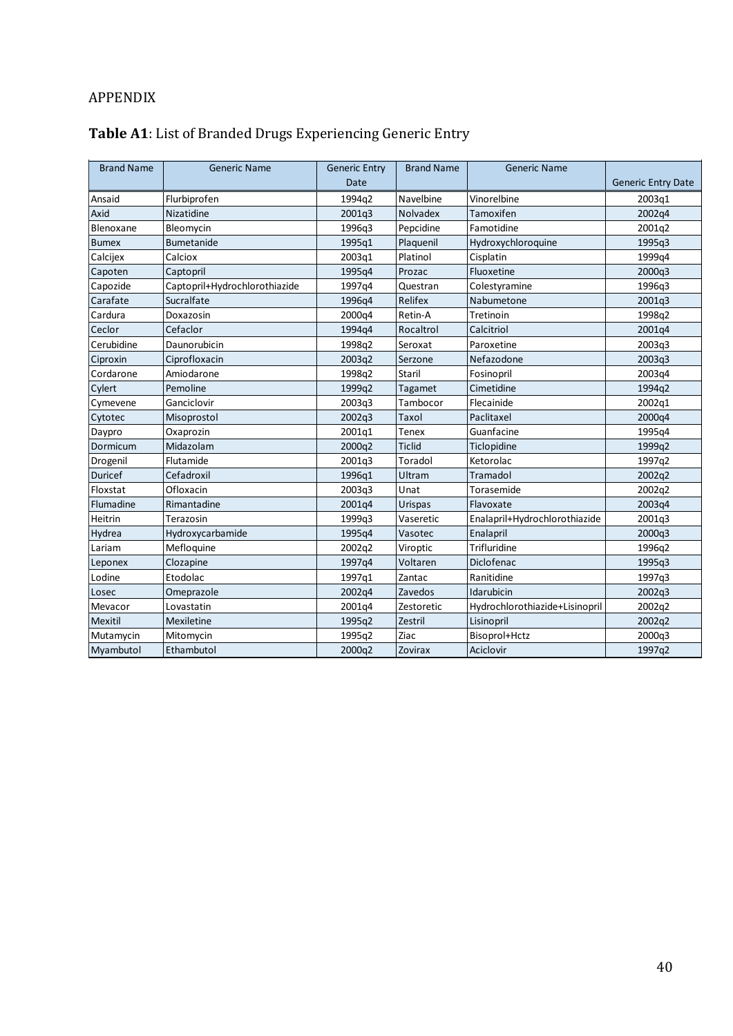APPENDIX

**Table A1**: List of Branded Drugs Experiencing Generic Entry

| Brand Name | Generic Name | Generic Entry Date | Brand Name | Generic Name | Generic Entry Date |
|---|---|---|---|---|---|
| Ansaid | Flurbiprofen | 1994q2 | Navelbine | Vinorelbine | 2003q1 |
| Axid | Nizatidine | 2001q3 | Nolvadex | Tamoxifen | 2002q4 |
| Blenoxane | Bleomycin | 1996q3 | Pepcidine | Famotidine | 2001q2 |
| Bumex | Bumetanide | 1995q1 | Plaquenil | Hydroxychloroquine | 1995q3 |
| Calcijex | Calciox | 2003q1 | Platinol | Cisplatin | 1999q4 |
| Capoten | Captopril | 1995q4 | Prozac | Fluoxetine | 2000q3 |
| Capozide | Captopril+Hydrochlorothiazide | 1997q4 | Questran | Colestyramine | 1996q3 |
| Carafate | Sucralfate | 1996q4 | Relifex | Nabumetone | 2001q3 |
| Cardura | Doxazosin | 2000q4 | Retin-A | Tretinoin | 1998q2 |
| Ceclor | Cefaclor | 1994q4 | Rocaltrol | Calcitriol | 2001q4 |
| Cerubidine | Daunorubicin | 1998q2 | Seroxat | Paroxetine | 2003q3 |
| Ciproxin | Ciprofloxacin | 2003q2 | Serzone | Nefazodone | 2003q3 |
| Cordarone | Amiodarone | 1998q2 | Staril | Fosinopril | 2003q4 |
| Cylert | Pemoline | 1999q2 | Tagamet | Cimetidine | 1994q2 |
| Cymevene | Ganciclovir | 2003q3 | Tambocor | Flecainide | 2002q1 |
| Cytotec | Misoprostol | 2002q3 | Taxol | Paclitaxel | 2000q4 |
| Daypro | Oxaprozin | 2001q1 | Tenex | Guanfacine | 1995q4 |
| Dormicum | Midazolam | 2000q2 | Ticlid | Ticlopidine | 1999q2 |
| Drogenil | Flutamide | 2001q3 | Toradol | Ketorolac | 1997q2 |
| Duricef | Cefadroxil | 1996q1 | Ultram | Tramadol | 2002q2 |
| Floxstat | Ofloxacin | 2003q3 | Unat | Torasemide | 2002q2 |
| Flumadine | Rimantadine | 2001q4 | Urispas | Flavoxate | 2003q4 |
| Heitrin | Terazosin | 1999q3 | Vaseretic | Enalapril+Hydrochlorothiazide | 2001q3 |
| Hydrea | Hydroxycarbamide | 1995q4 | Vasotec | Enalapril | 2000q3 |
| Lariam | Mefloquine | 2002q2 | Viroptic | Trifluridine | 1996q2 |
| Leponex | Clozapine | 1997q4 | Voltaren | Diclofenac | 1995q3 |
| Lodine | Etodolac | 1997q1 | Zantac | Ranitidine | 1997q3 |
| Losec | Omeprazole | 2002q4 | Zavedos | Idarubicin | 2002q3 |
| Mevacor | Lovastatin | 2001q4 | Zestoretic | Hydrochlorothiazide+Lisinopril | 2002q2 |
| Mexitil | Mexiletine | 1995q2 | Zestril | Lisinopril | 2002q2 |
| Mutamycin | Mitomycin | 1995q2 | Ziac | Bisoprol+Hctz | 2000q3 |
| Myambutol | Ethambutol | 2000q2 | Zovirax | Aciclovir | 1997q2 |